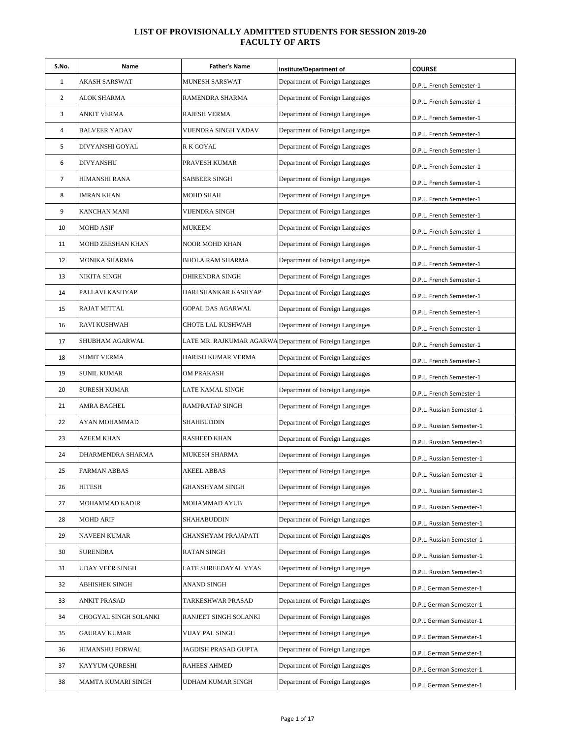# LIST OF PROVISIONALLY ADMITTED STUDENTS FOR SESSION 2019-20
## FACULTY OF ARTS

| S.No. | Name | Father's Name | Institute/Department of | COURSE |
|---|---|---|---|---|
| 1 | AKASH SARSWAT | MUNESH SARSWAT | Department of Foreign Languages | D.P.L. French Semester-1 |
| 2 | ALOK SHARMA | RAMENDRA SHARMA | Department of Foreign Languages | D.P.L. French Semester-1 |
| 3 | ANKIT VERMA | RAJESH VERMA | Department of Foreign Languages | D.P.L. French Semester-1 |
| 4 | BALVEER YADAV | VIJENDRA SINGH YADAV | Department of Foreign Languages | D.P.L. French Semester-1 |
| 5 | DIVYANSHI GOYAL | R K GOYAL | Department of Foreign Languages | D.P.L. French Semester-1 |
| 6 | DIVYANSHU | PRAVESH KUMAR | Department of Foreign Languages | D.P.L. French Semester-1 |
| 7 | HIMANSHI RANA | SABBEER SINGH | Department of Foreign Languages | D.P.L. French Semester-1 |
| 8 | IMRAN KHAN | MOHD SHAH | Department of Foreign Languages | D.P.L. French Semester-1 |
| 9 | KANCHAN MANI | VIJENDRA SINGH | Department of Foreign Languages | D.P.L. French Semester-1 |
| 10 | MOHD ASIF | MUKEEM | Department of Foreign Languages | D.P.L. French Semester-1 |
| 11 | MOHD ZEESHAN KHAN | NOOR MOHD KHAN | Department of Foreign Languages | D.P.L. French Semester-1 |
| 12 | MONIKA SHARMA | BHOLA RAM SHARMA | Department of Foreign Languages | D.P.L. French Semester-1 |
| 13 | NIKITA SINGH | DHIRENDRA SINGH | Department of Foreign Languages | D.P.L. French Semester-1 |
| 14 | PALLAVI KASHYAP | HARI SHANKAR KASHYAP | Department of Foreign Languages | D.P.L. French Semester-1 |
| 15 | RAJAT MITTAL | GOPAL DAS AGARWAL | Department of Foreign Languages | D.P.L. French Semester-1 |
| 16 | RAVI KUSHWAH | CHOTE LAL KUSHWAH | Department of Foreign Languages | D.P.L. French Semester-1 |
| 17 | SHUBHAM AGARWAL | LATE MR. RAJKUMAR AGARWA | Department of Foreign Languages | D.P.L. French Semester-1 |
| 18 | SUMIT VERMA | HARISH KUMAR VERMA | Department of Foreign Languages | D.P.L. French Semester-1 |
| 19 | SUNIL KUMAR | OM PRAKASH | Department of Foreign Languages | D.P.L. French Semester-1 |
| 20 | SURESH KUMAR | LATE KAMAL SINGH | Department of Foreign Languages | D.P.L. French Semester-1 |
| 21 | AMRA BAGHEL | RAMPRATAP SINGH | Department of Foreign Languages | D.P.L. Russian Semester-1 |
| 22 | AYAN MOHAMMAD | SHAHBUDDIN | Department of Foreign Languages | D.P.L. Russian Semester-1 |
| 23 | AZEEM KHAN | RASHEED KHAN | Department of Foreign Languages | D.P.L. Russian Semester-1 |
| 24 | DHARMENDRA SHARMA | MUKESH SHARMA | Department of Foreign Languages | D.P.L. Russian Semester-1 |
| 25 | FARMAN ABBAS | AKEEL ABBAS | Department of Foreign Languages | D.P.L. Russian Semester-1 |
| 26 | HITESH | GHANSHYAM SINGH | Department of Foreign Languages | D.P.L. Russian Semester-1 |
| 27 | MOHAMMAD KADIR | MOHAMMAD AYUB | Department of Foreign Languages | D.P.L. Russian Semester-1 |
| 28 | MOHD ARIF | SHAHABUDDIN | Department of Foreign Languages | D.P.L. Russian Semester-1 |
| 29 | NAVEEN KUMAR | GHANSHYAM PRAJAPATI | Department of Foreign Languages | D.P.L. Russian Semester-1 |
| 30 | SURENDRA | RATAN SINGH | Department of Foreign Languages | D.P.L. Russian Semester-1 |
| 31 | UDAY VEER SINGH | LATE SHREEDAYAL VYAS | Department of Foreign Languages | D.P.L. Russian Semester-1 |
| 32 | ABHISHEK SINGH | ANAND SINGH | Department of Foreign Languages | D.P.L German Semester-1 |
| 33 | ANKIT PRASAD | TARKESHWAR PRASAD | Department of Foreign Languages | D.P.L German Semester-1 |
| 34 | CHOGYAL SINGH SOLANKI | RANJEET SINGH SOLANKI | Department of Foreign Languages | D.P.L German Semester-1 |
| 35 | GAURAV KUMAR | VIJAY PAL SINGH | Department of Foreign Languages | D.P.L German Semester-1 |
| 36 | HIMANSHU PORWAL | JAGDISH PRASAD GUPTA | Department of Foreign Languages | D.P.L German Semester-1 |
| 37 | KAYYUM QURESHI | RAHEES AHMED | Department of Foreign Languages | D.P.L German Semester-1 |
| 38 | MAMTA KUMARI SINGH | UDHAM KUMAR SINGH | Department of Foreign Languages | D.P.L German Semester-1 |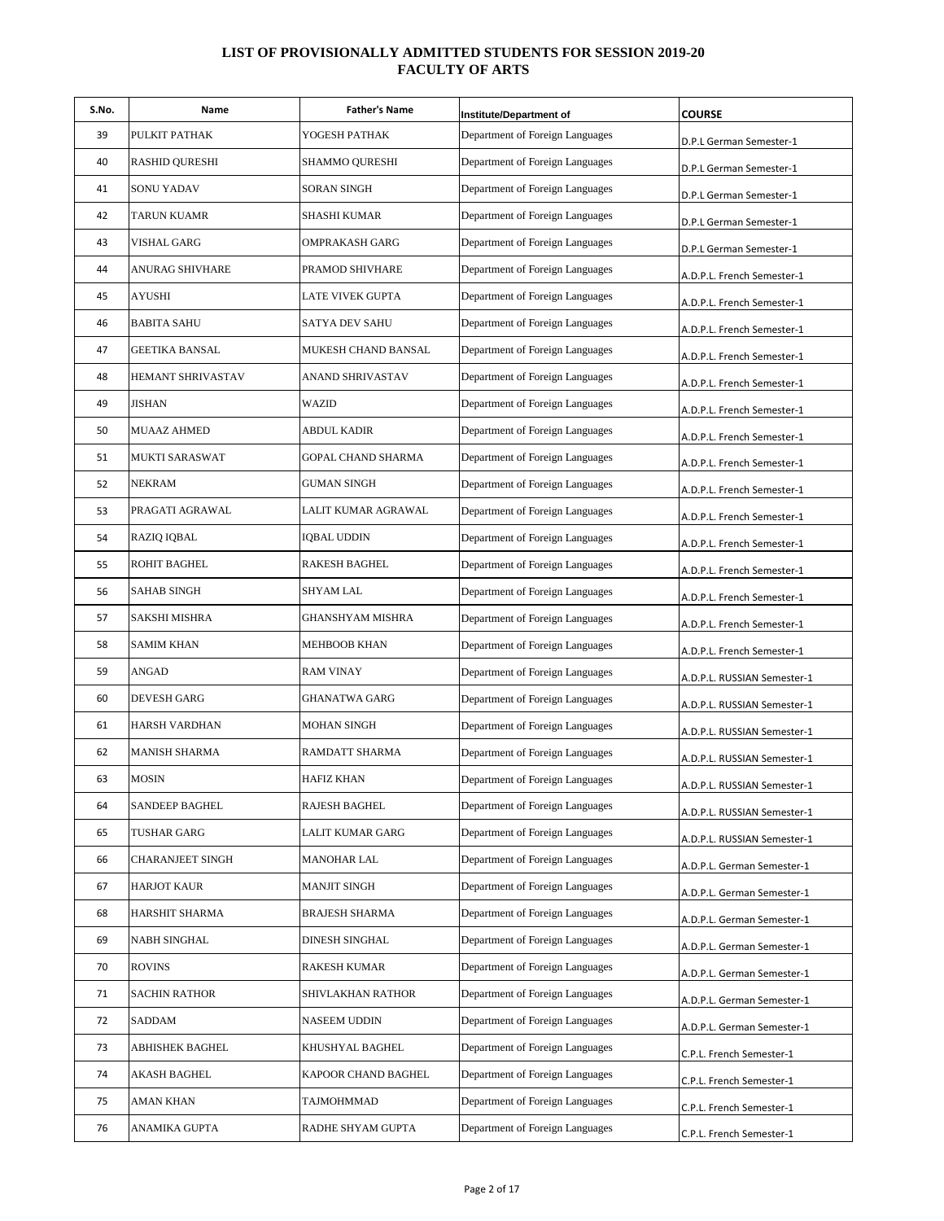# LIST OF PROVISIONALLY ADMITTED STUDENTS FOR SESSION 2019-20
## FACULTY OF ARTS

| S.No. | Name | Father's Name | Institute/Department of | COURSE |
|---|---|---|---|---|
| 39 | PULKIT PATHAK | YOGESH PATHAK | Department of Foreign Languages | D.P.L German Semester-1 |
| 40 | RASHID QURESHI | SHAMMO QURESHI | Department of Foreign Languages | D.P.L German Semester-1 |
| 41 | SONU YADAV | SORAN SINGH | Department of Foreign Languages | D.P.L German Semester-1 |
| 42 | TARUN KUAMR | SHASHI KUMAR | Department of Foreign Languages | D.P.L German Semester-1 |
| 43 | VISHAL GARG | OMPRAKASH GARG | Department of Foreign Languages | D.P.L German Semester-1 |
| 44 | ANURAG SHIVHARE | PRAMOD SHIVHARE | Department of Foreign Languages | A.D.P.L. French Semester-1 |
| 45 | AYUSHI | LATE VIVEK GUPTA | Department of Foreign Languages | A.D.P.L. French Semester-1 |
| 46 | BABITA SAHU | SATYA DEV SAHU | Department of Foreign Languages | A.D.P.L. French Semester-1 |
| 47 | GEETIKA BANSAL | MUKESH CHAND BANSAL | Department of Foreign Languages | A.D.P.L. French Semester-1 |
| 48 | HEMANT SHRIVASTAV | ANAND SHRIVASTAV | Department of Foreign Languages | A.D.P.L. French Semester-1 |
| 49 | JISHAN | WAZID | Department of Foreign Languages | A.D.P.L. French Semester-1 |
| 50 | MUAAZ AHMED | ABDUL KADIR | Department of Foreign Languages | A.D.P.L. French Semester-1 |
| 51 | MUKTI SARASWAT | GOPAL CHAND SHARMA | Department of Foreign Languages | A.D.P.L. French Semester-1 |
| 52 | NEKRAM | GUMAN SINGH | Department of Foreign Languages | A.D.P.L. French Semester-1 |
| 53 | PRAGATI AGRAWAL | LALIT KUMAR AGRAWAL | Department of Foreign Languages | A.D.P.L. French Semester-1 |
| 54 | RAZIQ IQBAL | IQBAL UDDIN | Department of Foreign Languages | A.D.P.L. French Semester-1 |
| 55 | ROHIT BAGHEL | RAKESH BAGHEL | Department of Foreign Languages | A.D.P.L. French Semester-1 |
| 56 | SAHAB SINGH | SHYAM LAL | Department of Foreign Languages | A.D.P.L. French Semester-1 |
| 57 | SAKSHI MISHRA | GHANSHYAM MISHRA | Department of Foreign Languages | A.D.P.L. French Semester-1 |
| 58 | SAMIM KHAN | MEHBOOB KHAN | Department of Foreign Languages | A.D.P.L. French Semester-1 |
| 59 | ANGAD | RAM VINAY | Department of Foreign Languages | A.D.P.L. RUSSIAN Semester-1 |
| 60 | DEVESH GARG | GHANATWA GARG | Department of Foreign Languages | A.D.P.L. RUSSIAN Semester-1 |
| 61 | HARSH VARDHAN | MOHAN SINGH | Department of Foreign Languages | A.D.P.L. RUSSIAN Semester-1 |
| 62 | MANISH SHARMA | RAMDATT SHARMA | Department of Foreign Languages | A.D.P.L. RUSSIAN Semester-1 |
| 63 | MOSIN | HAFIZ KHAN | Department of Foreign Languages | A.D.P.L. RUSSIAN Semester-1 |
| 64 | SANDEEP BAGHEL | RAJESH BAGHEL | Department of Foreign Languages | A.D.P.L. RUSSIAN Semester-1 |
| 65 | TUSHAR GARG | LALIT KUMAR GARG | Department of Foreign Languages | A.D.P.L. RUSSIAN Semester-1 |
| 66 | CHARANJEET SINGH | MANOHAR LAL | Department of Foreign Languages | A.D.P.L. German Semester-1 |
| 67 | HARJOT KAUR | MANJIT SINGH | Department of Foreign Languages | A.D.P.L. German Semester-1 |
| 68 | HARSHIT SHARMA | BRAJESH SHARMA | Department of Foreign Languages | A.D.P.L. German Semester-1 |
| 69 | NABH SINGHAL | DINESH SINGHAL | Department of Foreign Languages | A.D.P.L. German Semester-1 |
| 70 | ROVINS | RAKESH KUMAR | Department of Foreign Languages | A.D.P.L. German Semester-1 |
| 71 | SACHIN RATHOR | SHIVLAKHAN RATHOR | Department of Foreign Languages | A.D.P.L. German Semester-1 |
| 72 | SADDAM | NASEEM UDDIN | Department of Foreign Languages | A.D.P.L. German Semester-1 |
| 73 | ABHISHEK BAGHEL | KHUSHYAL BAGHEL | Department of Foreign Languages | C.P.L. French Semester-1 |
| 74 | AKASH BAGHEL | KAPOOR CHAND BAGHEL | Department of Foreign Languages | C.P.L. French Semester-1 |
| 75 | AMAN KHAN | TAJMOHMMAD | Department of Foreign Languages | C.P.L. French Semester-1 |
| 76 | ANAMIKA GUPTA | RADHE SHYAM GUPTA | Department of Foreign Languages | C.P.L. French Semester-1 |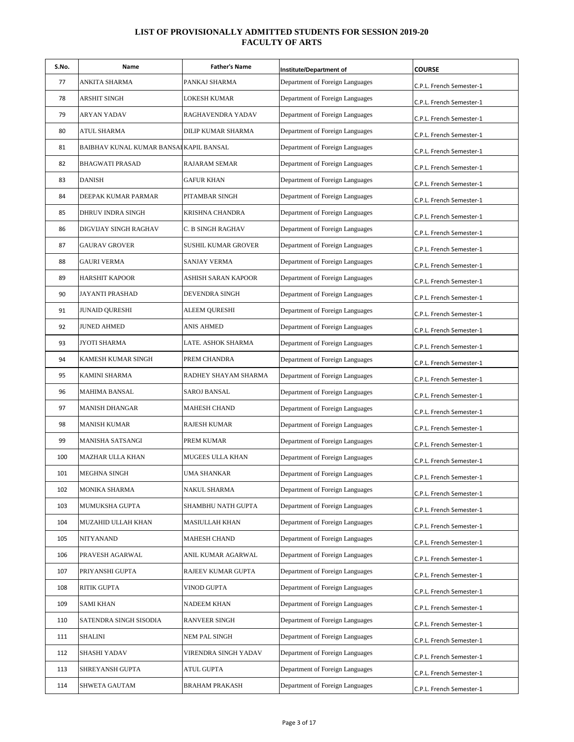**LIST OF PROVISIONALLY ADMITTED STUDENTS FOR SESSION 2019-20**
**FACULTY OF ARTS**

| S.No. | Name | Father's Name | Institute/Department of | COURSE |
|---|---|---|---|---|
| 77 | ANKITA SHARMA | PANKAJ SHARMA | Department of Foreign Languages | C.P.L. French Semester-1 |
| 78 | ARSHIT SINGH | LOKESH KUMAR | Department of Foreign Languages | C.P.L. French Semester-1 |
| 79 | ARYAN YADAV | RAGHAVENDRA YADAV | Department of Foreign Languages | C.P.L. French Semester-1 |
| 80 | ATUL SHARMA | DILIP KUMAR SHARMA | Department of Foreign Languages | C.P.L. French Semester-1 |
| 81 | BAIBHAV KUNAL KUMAR BANSAL | KAPIL BANSAL | Department of Foreign Languages | C.P.L. French Semester-1 |
| 82 | BHAGWATI PRASAD | RAJARAM SEMAR | Department of Foreign Languages | C.P.L. French Semester-1 |
| 83 | DANISH | GAFUR KHAN | Department of Foreign Languages | C.P.L. French Semester-1 |
| 84 | DEEPAK KUMAR PARMAR | PITAMBAR SINGH | Department of Foreign Languages | C.P.L. French Semester-1 |
| 85 | DHRUV INDRA SINGH | KRISHNA CHANDRA | Department of Foreign Languages | C.P.L. French Semester-1 |
| 86 | DIGVIJAY SINGH RAGHAV | C. B SINGH RAGHAV | Department of Foreign Languages | C.P.L. French Semester-1 |
| 87 | GAURAV GROVER | SUSHIL KUMAR GROVER | Department of Foreign Languages | C.P.L. French Semester-1 |
| 88 | GAURI VERMA | SANJAY VERMA | Department of Foreign Languages | C.P.L. French Semester-1 |
| 89 | HARSHIT KAPOOR | ASHISH SARAN KAPOOR | Department of Foreign Languages | C.P.L. French Semester-1 |
| 90 | JAYANTI PRASHAD | DEVENDRA SINGH | Department of Foreign Languages | C.P.L. French Semester-1 |
| 91 | JUNAID QURESHI | ALEEM QURESHI | Department of Foreign Languages | C.P.L. French Semester-1 |
| 92 | JUNED AHMED | ANIS AHMED | Department of Foreign Languages | C.P.L. French Semester-1 |
| 93 | JYOTI SHARMA | LATE. ASHOK SHARMA | Department of Foreign Languages | C.P.L. French Semester-1 |
| 94 | KAMESH KUMAR SINGH | PREM CHANDRA | Department of Foreign Languages | C.P.L. French Semester-1 |
| 95 | KAMINI SHARMA | RADHEY SHAYAM SHARMA | Department of Foreign Languages | C.P.L. French Semester-1 |
| 96 | MAHIMA BANSAL | SAROJ BANSAL | Department of Foreign Languages | C.P.L. French Semester-1 |
| 97 | MANISH DHANGAR | MAHESH CHAND | Department of Foreign Languages | C.P.L. French Semester-1 |
| 98 | MANISH KUMAR | RAJESH KUMAR | Department of Foreign Languages | C.P.L. French Semester-1 |
| 99 | MANISHA SATSANGI | PREM KUMAR | Department of Foreign Languages | C.P.L. French Semester-1 |
| 100 | MAZHAR ULLA KHAN | MUGEES ULLA KHAN | Department of Foreign Languages | C.P.L. French Semester-1 |
| 101 | MEGHNA SINGH | UMA SHANKAR | Department of Foreign Languages | C.P.L. French Semester-1 |
| 102 | MONIKA SHARMA | NAKUL SHARMA | Department of Foreign Languages | C.P.L. French Semester-1 |
| 103 | MUMUKSHA GUPTA | SHAMBHU NATH GUPTA | Department of Foreign Languages | C.P.L. French Semester-1 |
| 104 | MUZAHID ULLAH KHAN | MASIULLAH KHAN | Department of Foreign Languages | C.P.L. French Semester-1 |
| 105 | NITYANAND | MAHESH CHAND | Department of Foreign Languages | C.P.L. French Semester-1 |
| 106 | PRAVESH AGARWAL | ANIL KUMAR AGARWAL | Department of Foreign Languages | C.P.L. French Semester-1 |
| 107 | PRIYANSHI GUPTA | RAJEEV KUMAR GUPTA | Department of Foreign Languages | C.P.L. French Semester-1 |
| 108 | RITIK GUPTA | VINOD GUPTA | Department of Foreign Languages | C.P.L. French Semester-1 |
| 109 | SAMI KHAN | NADEEM KHAN | Department of Foreign Languages | C.P.L. French Semester-1 |
| 110 | SATENDRA SINGH SISODIA | RANVEER SINGH | Department of Foreign Languages | C.P.L. French Semester-1 |
| 111 | SHALINI | NEM PAL SINGH | Department of Foreign Languages | C.P.L. French Semester-1 |
| 112 | SHASHI YADAV | VIRENDRA SINGH YADAV | Department of Foreign Languages | C.P.L. French Semester-1 |
| 113 | SHREYANSH GUPTA | ATUL GUPTA | Department of Foreign Languages | C.P.L. French Semester-1 |
| 114 | SHWETA GAUTAM | BRAHAM PRAKASH | Department of Foreign Languages | C.P.L. French Semester-1 |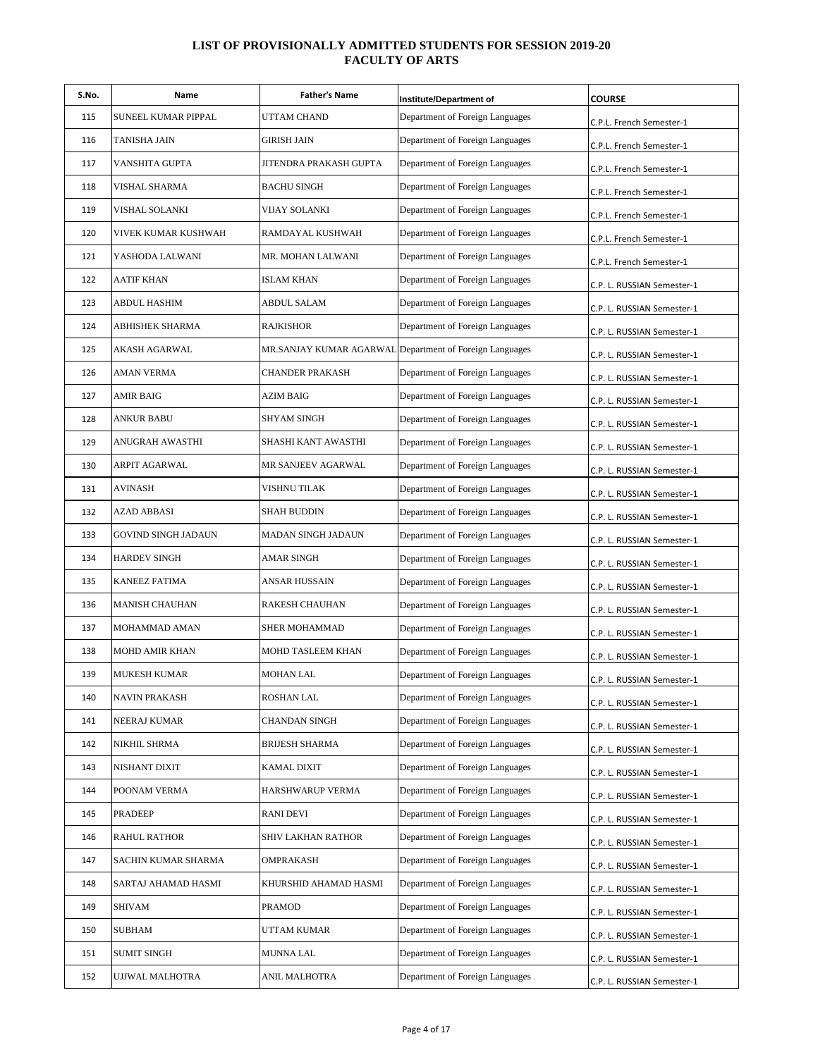# LIST OF PROVISIONALLY ADMITTED STUDENTS FOR SESSION 2019-20
## FACULTY OF ARTS

| S.No. | Name | Father's Name | Institute/Department of | COURSE |
|---|---|---|---|---|
| 115 | SUNEEL KUMAR PIPPAL | UTTAM CHAND | Department of Foreign Languages | C.P.L. French Semester-1 |
| 116 | TANISHA JAIN | GIRISH JAIN | Department of Foreign Languages | C.P.L. French Semester-1 |
| 117 | VANSHITA GUPTA | JITENDRA PRAKASH GUPTA | Department of Foreign Languages | C.P.L. French Semester-1 |
| 118 | VISHAL SHARMA | BACHU SINGH | Department of Foreign Languages | C.P.L. French Semester-1 |
| 119 | VISHAL SOLANKI | VIJAY SOLANKI | Department of Foreign Languages | C.P.L. French Semester-1 |
| 120 | VIVEK KUMAR KUSHWAH | RAMDAYAL KUSHWAH | Department of Foreign Languages | C.P.L. French Semester-1 |
| 121 | YASHODA LALWANI | MR. MOHAN LALWANI | Department of Foreign Languages | C.P.L. French Semester-1 |
| 122 | AATIF KHAN | ISLAM KHAN | Department of Foreign Languages | C.P. L. RUSSIAN Semester-1 |
| 123 | ABDUL HASHIM | ABDUL SALAM | Department of Foreign Languages | C.P. L. RUSSIAN Semester-1 |
| 124 | ABHISHEK SHARMA | RAJKISHOR | Department of Foreign Languages | C.P. L. RUSSIAN Semester-1 |
| 125 | AKASH AGARWAL | MR.SANJAY KUMAR AGARWAL | Department of Foreign Languages | C.P. L. RUSSIAN Semester-1 |
| 126 | AMAN VERMA | CHANDER PRAKASH | Department of Foreign Languages | C.P. L. RUSSIAN Semester-1 |
| 127 | AMIR BAIG | AZIM BAIG | Department of Foreign Languages | C.P. L. RUSSIAN Semester-1 |
| 128 | ANKUR BABU | SHYAM SINGH | Department of Foreign Languages | C.P. L. RUSSIAN Semester-1 |
| 129 | ANUGRAH AWASTHI | SHASHI KANT AWASTHI | Department of Foreign Languages | C.P. L. RUSSIAN Semester-1 |
| 130 | ARPIT AGARWAL | MR SANJEEV AGARWAL | Department of Foreign Languages | C.P. L. RUSSIAN Semester-1 |
| 131 | AVINASH | VISHNU TILAK | Department of Foreign Languages | C.P. L. RUSSIAN Semester-1 |
| 132 | AZAD ABBASI | SHAH BUDDIN | Department of Foreign Languages | C.P. L. RUSSIAN Semester-1 |
| 133 | GOVIND SINGH JADAUN | MADAN SINGH JADAUN | Department of Foreign Languages | C.P. L. RUSSIAN Semester-1 |
| 134 | HARDEV SINGH | AMAR SINGH | Department of Foreign Languages | C.P. L. RUSSIAN Semester-1 |
| 135 | KANEEZ FATIMA | ANSAR HUSSAIN | Department of Foreign Languages | C.P. L. RUSSIAN Semester-1 |
| 136 | MANISH CHAUHAN | RAKESH CHAUHAN | Department of Foreign Languages | C.P. L. RUSSIAN Semester-1 |
| 137 | MOHAMMAD AMAN | SHER MOHAMMAD | Department of Foreign Languages | C.P. L. RUSSIAN Semester-1 |
| 138 | MOHD AMIR KHAN | MOHD TASLEEM KHAN | Department of Foreign Languages | C.P. L. RUSSIAN Semester-1 |
| 139 | MUKESH KUMAR | MOHAN LAL | Department of Foreign Languages | C.P. L. RUSSIAN Semester-1 |
| 140 | NAVIN PRAKASH | ROSHAN LAL | Department of Foreign Languages | C.P. L. RUSSIAN Semester-1 |
| 141 | NEERAJ KUMAR | CHANDAN SINGH | Department of Foreign Languages | C.P. L. RUSSIAN Semester-1 |
| 142 | NIKHIL SHRMA | BRIJESH SHARMA | Department of Foreign Languages | C.P. L. RUSSIAN Semester-1 |
| 143 | NISHANT DIXIT | KAMAL DIXIT | Department of Foreign Languages | C.P. L. RUSSIAN Semester-1 |
| 144 | POONAM VERMA | HARSHWARUP VERMA | Department of Foreign Languages | C.P. L. RUSSIAN Semester-1 |
| 145 | PRADEEP | RANI DEVI | Department of Foreign Languages | C.P. L. RUSSIAN Semester-1 |
| 146 | RAHUL RATHOR | SHIV LAKHAN RATHOR | Department of Foreign Languages | C.P. L. RUSSIAN Semester-1 |
| 147 | SACHIN KUMAR SHARMA | OMPRAKASH | Department of Foreign Languages | C.P. L. RUSSIAN Semester-1 |
| 148 | SARTAJ AHAMAD HASMI | KHURSHID AHAMAD HASMI | Department of Foreign Languages | C.P. L. RUSSIAN Semester-1 |
| 149 | SHIVAM | PRAMOD | Department of Foreign Languages | C.P. L. RUSSIAN Semester-1 |
| 150 | SUBHAM | UTTAM KUMAR | Department of Foreign Languages | C.P. L. RUSSIAN Semester-1 |
| 151 | SUMIT SINGH | MUNNA LAL | Department of Foreign Languages | C.P. L. RUSSIAN Semester-1 |
| 152 | UJJWAL MALHOTRA | ANIL MALHOTRA | Department of Foreign Languages | C.P. L. RUSSIAN Semester-1 |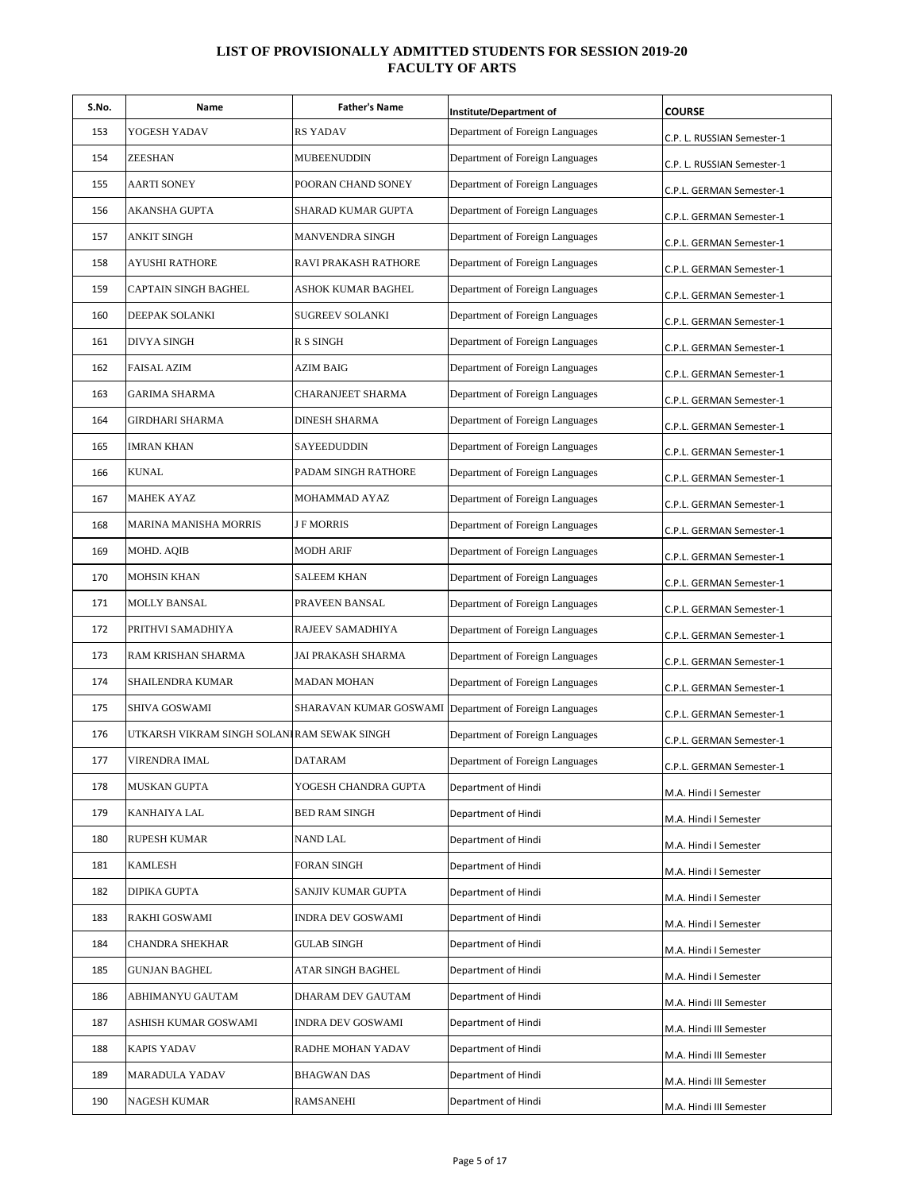# LIST OF PROVISIONALLY ADMITTED STUDENTS FOR SESSION 2019-20
## FACULTY OF ARTS

| S.No. | Name | Father's Name | Institute/Department of | COURSE |
|---|---|---|---|---|
| 153 | YOGESH YADAV | RS YADAV | Department of Foreign Languages | C.P. L. RUSSIAN Semester-1 |
| 154 | ZEESHAN | MUBEENUDDIN | Department of Foreign Languages | C.P. L. RUSSIAN Semester-1 |
| 155 | AARTI SONEY | POORAN CHAND SONEY | Department of Foreign Languages | C.P.L. GERMAN Semester-1 |
| 156 | AKANSHA GUPTA | SHARAD KUMAR GUPTA | Department of Foreign Languages | C.P.L. GERMAN Semester-1 |
| 157 | ANKIT SINGH | MANVENDRA SINGH | Department of Foreign Languages | C.P.L. GERMAN Semester-1 |
| 158 | AYUSHI RATHORE | RAVI PRAKASH RATHORE | Department of Foreign Languages | C.P.L. GERMAN Semester-1 |
| 159 | CAPTAIN SINGH BAGHEL | ASHOK KUMAR BAGHEL | Department of Foreign Languages | C.P.L. GERMAN Semester-1 |
| 160 | DEEPAK SOLANKI | SUGREEV SOLANKI | Department of Foreign Languages | C.P.L. GERMAN Semester-1 |
| 161 | DIVYA SINGH | R S SINGH | Department of Foreign Languages | C.P.L. GERMAN Semester-1 |
| 162 | FAISAL AZIM | AZIM BAIG | Department of Foreign Languages | C.P.L. GERMAN Semester-1 |
| 163 | GARIMA SHARMA | CHARANJEET SHARMA | Department of Foreign Languages | C.P.L. GERMAN Semester-1 |
| 164 | GIRDHARI SHARMA | DINESH SHARMA | Department of Foreign Languages | C.P.L. GERMAN Semester-1 |
| 165 | IMRAN KHAN | SAYEEDUDDIN | Department of Foreign Languages | C.P.L. GERMAN Semester-1 |
| 166 | KUNAL | PADAM SINGH RATHORE | Department of Foreign Languages | C.P.L. GERMAN Semester-1 |
| 167 | MAHEK AYAZ | MOHAMMAD AYAZ | Department of Foreign Languages | C.P.L. GERMAN Semester-1 |
| 168 | MARINA MANISHA MORRIS | J F MORRIS | Department of Foreign Languages | C.P.L. GERMAN Semester-1 |
| 169 | MOHD. AQIB | MODH ARIF | Department of Foreign Languages | C.P.L. GERMAN Semester-1 |
| 170 | MOHSIN KHAN | SALEEM KHAN | Department of Foreign Languages | C.P.L. GERMAN Semester-1 |
| 171 | MOLLY BANSAL | PRAVEEN BANSAL | Department of Foreign Languages | C.P.L. GERMAN Semester-1 |
| 172 | PRITHVI SAMADHIYA | RAJEEV SAMADHIYA | Department of Foreign Languages | C.P.L. GERMAN Semester-1 |
| 173 | RAM KRISHAN SHARMA | JAI PRAKASH SHARMA | Department of Foreign Languages | C.P.L. GERMAN Semester-1 |
| 174 | SHAILENDRA KUMAR | MADAN MOHAN | Department of Foreign Languages | C.P.L. GERMAN Semester-1 |
| 175 | SHIVA GOSWAMI | SHARAVAN KUMAR GOSWAMI | Department of Foreign Languages | C.P.L. GERMAN Semester-1 |
| 176 | UTKARSH VIKRAM SINGH SOLANKI | RAM SEWAK SINGH | Department of Foreign Languages | C.P.L. GERMAN Semester-1 |
| 177 | VIRENDRA IMAL | DATARAM | Department of Foreign Languages | C.P.L. GERMAN Semester-1 |
| 178 | MUSKAN GUPTA | YOGESH CHANDRA GUPTA | Department of Hindi | M.A. Hindi I Semester |
| 179 | KANHAIYA LAL | BED RAM SINGH | Department of Hindi | M.A. Hindi I Semester |
| 180 | RUPESH KUMAR | NAND LAL | Department of Hindi | M.A. Hindi I Semester |
| 181 | KAMLESH | FORAN SINGH | Department of Hindi | M.A. Hindi I Semester |
| 182 | DIPIKA GUPTA | SANJIV KUMAR GUPTA | Department of Hindi | M.A. Hindi I Semester |
| 183 | RAKHI GOSWAMI | INDRA DEV GOSWAMI | Department of Hindi | M.A. Hindi I Semester |
| 184 | CHANDRA SHEKHAR | GULAB SINGH | Department of Hindi | M.A. Hindi I Semester |
| 185 | GUNJAN BAGHEL | ATAR SINGH BAGHEL | Department of Hindi | M.A. Hindi I Semester |
| 186 | ABHIMANYU GAUTAM | DHARAM DEV GAUTAM | Department of Hindi | M.A. Hindi III Semester |
| 187 | ASHISH KUMAR GOSWAMI | INDRA DEV GOSWAMI | Department of Hindi | M.A. Hindi III Semester |
| 188 | KAPIS YADAV | RADHE MOHAN YADAV | Department of Hindi | M.A. Hindi III Semester |
| 189 | MARADULA YADAV | BHAGWAN DAS | Department of Hindi | M.A. Hindi III Semester |
| 190 | NAGESH KUMAR | RAMSANEHI | Department of Hindi | M.A. Hindi III Semester |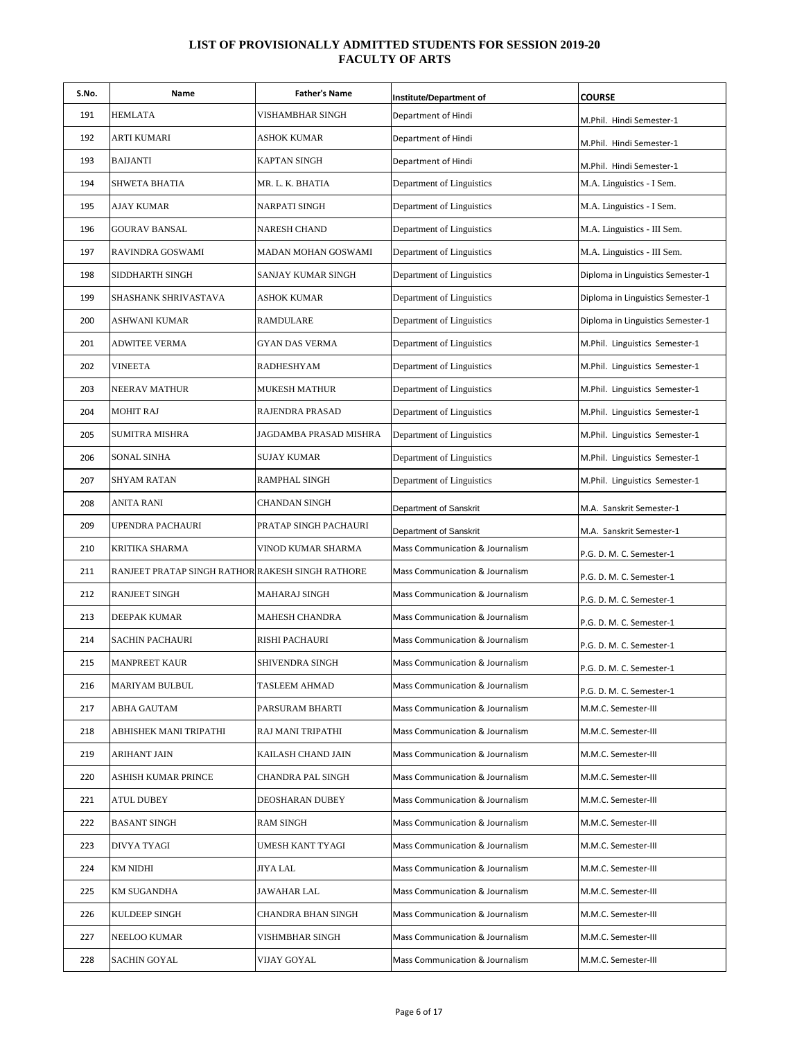# LIST OF PROVISIONALLY ADMITTED STUDENTS FOR SESSION 2019-20
## FACULTY OF ARTS

| S.No. | Name | Father's Name | Institute/Department of | COURSE |
|---|---|---|---|---|
| 191 | HEMLATA | VISHAMBHAR SINGH | Department of Hindi | M.Phil. Hindi Semester-1 |
| 192 | ARTI KUMARI | ASHOK KUMAR | Department of Hindi | M.Phil. Hindi Semester-1 |
| 193 | BAIJANTI | KAPTAN SINGH | Department of Hindi | M.Phil. Hindi Semester-1 |
| 194 | SHWETA BHATIA | MR. L. K. BHATIA | Department of Linguistics | M.A. Linguistics - I Sem. |
| 195 | AJAY KUMAR | NARPATI SINGH | Department of Linguistics | M.A. Linguistics - I Sem. |
| 196 | GOURAV BANSAL | NARESH CHAND | Department of Linguistics | M.A. Linguistics - III Sem. |
| 197 | RAVINDRA GOSWAMI | MADAN MOHAN GOSWAMI | Department of Linguistics | M.A. Linguistics - III Sem. |
| 198 | SIDDHARTH SINGH | SANJAY KUMAR SINGH | Department of Linguistics | Diploma in Linguistics Semester-1 |
| 199 | SHASHANK SHRIVASTAVA | ASHOK KUMAR | Department of Linguistics | Diploma in Linguistics Semester-1 |
| 200 | ASHWANI KUMAR | RAMDULARE | Department of Linguistics | Diploma in Linguistics Semester-1 |
| 201 | ADWITEE VERMA | GYAN DAS VERMA | Department of Linguistics | M.Phil. Linguistics Semester-1 |
| 202 | VINEETA | RADHESHYAM | Department of Linguistics | M.Phil. Linguistics Semester-1 |
| 203 | NEERAV MATHUR | MUKESH MATHUR | Department of Linguistics | M.Phil. Linguistics Semester-1 |
| 204 | MOHIT RAJ | RAJENDRA PRASAD | Department of Linguistics | M.Phil. Linguistics Semester-1 |
| 205 | SUMITRA MISHRA | JAGDAMBA PRASAD MISHRA | Department of Linguistics | M.Phil. Linguistics Semester-1 |
| 206 | SONAL SINHA | SUJAY KUMAR | Department of Linguistics | M.Phil. Linguistics Semester-1 |
| 207 | SHYAM RATAN | RAMPHAL SINGH | Department of Linguistics | M.Phil. Linguistics Semester-1 |
| 208 | ANITA RANI | CHANDAN SINGH | Department of Sanskrit | M.A. Sanskrit Semester-1 |
| 209 | UPENDRA PACHAURI | PRATAP SINGH PACHAURI | Department of Sanskrit | M.A. Sanskrit Semester-1 |
| 210 | KRITIKA SHARMA | VINOD KUMAR SHARMA | Mass Communication & Journalism | P.G. D. M. C. Semester-1 |
| 211 | RANJEET PRATAP SINGH RATHOR | RAKESH SINGH RATHORE | Mass Communication & Journalism | P.G. D. M. C. Semester-1 |
| 212 | RANJEET SINGH | MAHARAJ SINGH | Mass Communication & Journalism | P.G. D. M. C. Semester-1 |
| 213 | DEEPAK KUMAR | MAHESH CHANDRA | Mass Communication & Journalism | P.G. D. M. C. Semester-1 |
| 214 | SACHIN PACHAURI | RISHI PACHAURI | Mass Communication & Journalism | P.G. D. M. C. Semester-1 |
| 215 | MANPREET KAUR | SHIVENDRA SINGH | Mass Communication & Journalism | P.G. D. M. C. Semester-1 |
| 216 | MARIYAM BULBUL | TASLEEM AHMAD | Mass Communication & Journalism | P.G. D. M. C. Semester-1 |
| 217 | ABHA GAUTAM | PARSURAM BHARTI | Mass Communication & Journalism | M.M.C. Semester-III |
| 218 | ABHISHEK MANI TRIPATHI | RAJ MANI TRIPATHI | Mass Communication & Journalism | M.M.C. Semester-III |
| 219 | ARIHANT JAIN | KAILASH CHAND JAIN | Mass Communication & Journalism | M.M.C. Semester-III |
| 220 | ASHISH KUMAR PRINCE | CHANDRA PAL SINGH | Mass Communication & Journalism | M.M.C. Semester-III |
| 221 | ATUL DUBEY | DEOSHARAN DUBEY | Mass Communication & Journalism | M.M.C. Semester-III |
| 222 | BASANT SINGH | RAM SINGH | Mass Communication & Journalism | M.M.C. Semester-III |
| 223 | DIVYA TYAGI | UMESH KANT TYAGI | Mass Communication & Journalism | M.M.C. Semester-III |
| 224 | KM NIDHI | JIYA LAL | Mass Communication & Journalism | M.M.C. Semester-III |
| 225 | KM SUGANDHA | JAWAHAR LAL | Mass Communication & Journalism | M.M.C. Semester-III |
| 226 | KULDEEP SINGH | CHANDRA BHAN SINGH | Mass Communication & Journalism | M.M.C. Semester-III |
| 227 | NEELOO KUMAR | VISHMBHAR SINGH | Mass Communication & Journalism | M.M.C. Semester-III |
| 228 | SACHIN GOYAL | VIJAY GOYAL | Mass Communication & Journalism | M.M.C. Semester-III |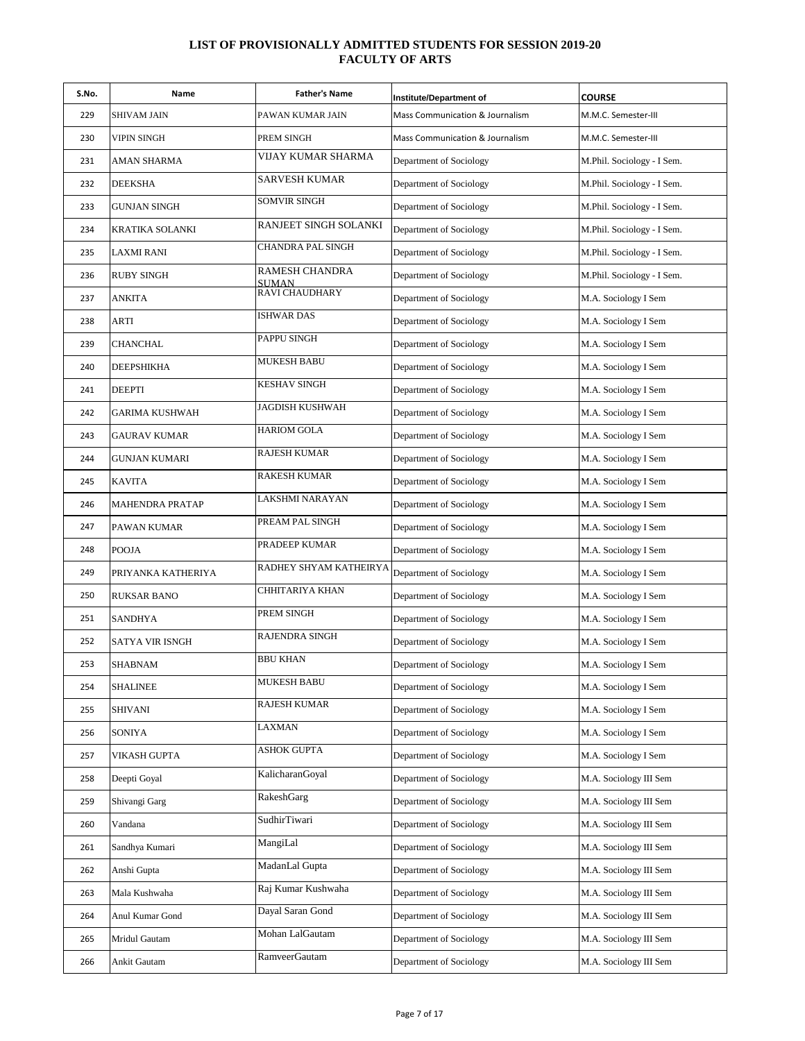# LIST OF PROVISIONALLY ADMITTED STUDENTS FOR SESSION 2019-20
## FACULTY OF ARTS

| S.No. | Name | Father's Name | Institute/Department of | COURSE |
|---|---|---|---|---|
| 229 | SHIVAM JAIN | PAWAN KUMAR JAIN | Mass Communication & Journalism | M.M.C. Semester-III |
| 230 | VIPIN SINGH | PREM SINGH | Mass Communication & Journalism | M.M.C. Semester-III |
| 231 | AMAN SHARMA | VIJAY KUMAR SHARMA | Department of Sociology | M.Phil. Sociology - I Sem. |
| 232 | DEEKSHA | SARVESH KUMAR | Department of Sociology | M.Phil. Sociology - I Sem. |
| 233 | GUNJAN SINGH | SOMVIR SINGH | Department of Sociology | M.Phil. Sociology - I Sem. |
| 234 | KRATIKA SOLANKI | RANJEET SINGH SOLANKI | Department of Sociology | M.Phil. Sociology - I Sem. |
| 235 | LAXMI RANI | CHANDRA PAL SINGH | Department of Sociology | M.Phil. Sociology - I Sem. |
| 236 | RUBY SINGH | RAMESH CHANDRA SUMAN | Department of Sociology | M.Phil. Sociology - I Sem. |
| 237 | ANKITA | RAVI CHAUDHARY | Department of Sociology | M.A. Sociology I Sem |
| 238 | ARTI | ISHWAR DAS | Department of Sociology | M.A. Sociology I Sem |
| 239 | CHANCHAL | PAPPU SINGH | Department of Sociology | M.A. Sociology I Sem |
| 240 | DEEPSHIKHA | MUKESH BABU | Department of Sociology | M.A. Sociology I Sem |
| 241 | DEEPTI | KESHAV SINGH | Department of Sociology | M.A. Sociology I Sem |
| 242 | GARIMA KUSHWAH | JAGDISH KUSHWAH | Department of Sociology | M.A. Sociology I Sem |
| 243 | GAURAV KUMAR | HARIOM GOLA | Department of Sociology | M.A. Sociology I Sem |
| 244 | GUNJAN KUMARI | RAJESH KUMAR | Department of Sociology | M.A. Sociology I Sem |
| 245 | KAVITA | RAKESH KUMAR | Department of Sociology | M.A. Sociology I Sem |
| 246 | MAHENDRA PRATAP | LAKSHMI NARAYAN | Department of Sociology | M.A. Sociology I Sem |
| 247 | PAWAN KUMAR | PREAM PAL SINGH | Department of Sociology | M.A. Sociology I Sem |
| 248 | POOJA | PRADEEP KUMAR | Department of Sociology | M.A. Sociology I Sem |
| 249 | PRIYANKA KATHERIYA | RADHEY SHYAM KATHEIRYA | Department of Sociology | M.A. Sociology I Sem |
| 250 | RUKSAR BANO | CHHITARIYA KHAN | Department of Sociology | M.A. Sociology I Sem |
| 251 | SANDHYA | PREM SINGH | Department of Sociology | M.A. Sociology I Sem |
| 252 | SATYA VIR ISNGH | RAJENDRA SINGH | Department of Sociology | M.A. Sociology I Sem |
| 253 | SHABNAM | BBU KHAN | Department of Sociology | M.A. Sociology I Sem |
| 254 | SHALINEE | MUKESH BABU | Department of Sociology | M.A. Sociology I Sem |
| 255 | SHIVANI | RAJESH KUMAR | Department of Sociology | M.A. Sociology I Sem |
| 256 | SONIYA | LAXMAN | Department of Sociology | M.A. Sociology I Sem |
| 257 | VIKASH GUPTA | ASHOK GUPTA | Department of Sociology | M.A. Sociology I Sem |
| 258 | Deepti Goyal | KalicharanGoyal | Department of Sociology | M.A. Sociology III Sem |
| 259 | Shivangi Garg | RakeshGarg | Department of Sociology | M.A. Sociology III Sem |
| 260 | Vandana | SudhirTiwari | Department of Sociology | M.A. Sociology III Sem |
| 261 | Sandhya Kumari | MangiLal | Department of Sociology | M.A. Sociology III Sem |
| 262 | Anshi Gupta | MadanLal Gupta | Department of Sociology | M.A. Sociology III Sem |
| 263 | Mala Kushwaha | Raj Kumar Kushwaha | Department of Sociology | M.A. Sociology III Sem |
| 264 | Anul Kumar Gond | Dayal Saran Gond | Department of Sociology | M.A. Sociology III Sem |
| 265 | Mridul Gautam | Mohan LalGautam | Department of Sociology | M.A. Sociology III Sem |
| 266 | Ankit Gautam | RamveerGautam | Department of Sociology | M.A. Sociology III Sem |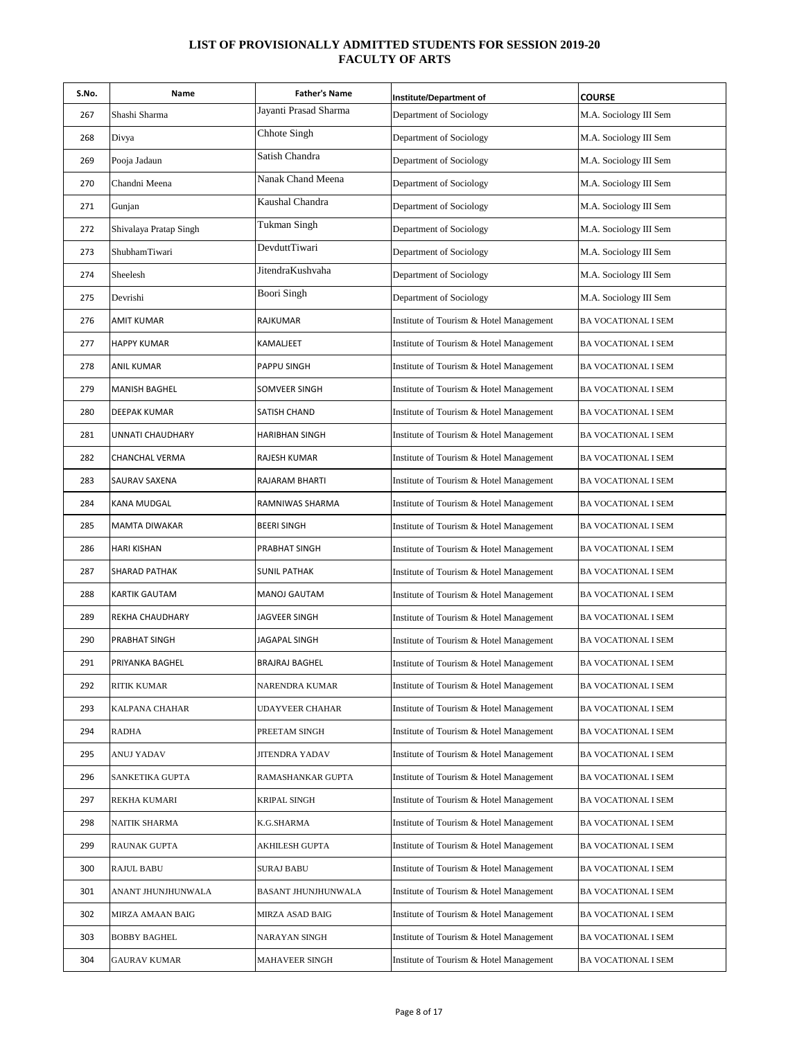# LIST OF PROVISIONALLY ADMITTED STUDENTS FOR SESSION 2019-20
## FACULTY OF ARTS

| S.No. | Name | Father's Name | Institute/Department of | COURSE |
|---|---|---|---|---|
| 267 | Shashi Sharma | Jayanti Prasad Sharma | Department of Sociology | M.A. Sociology III Sem |
| 268 | Divya | Chhote Singh | Department of Sociology | M.A. Sociology III Sem |
| 269 | Pooja Jadaun | Satish Chandra | Department of Sociology | M.A. Sociology III Sem |
| 270 | Chandni Meena | Nanak Chand Meena | Department of Sociology | M.A. Sociology III Sem |
| 271 | Gunjan | Kaushal Chandra | Department of Sociology | M.A. Sociology III Sem |
| 272 | Shivalaya Pratap Singh | Tukman Singh | Department of Sociology | M.A. Sociology III Sem |
| 273 | ShubhamTiwari | DevduttTiwari | Department of Sociology | M.A. Sociology III Sem |
| 274 | Sheelesh | JitendraKushvaha | Department of Sociology | M.A. Sociology III Sem |
| 275 | Devrishi | Boori Singh | Department of Sociology | M.A. Sociology III Sem |
| 276 | AMIT KUMAR | RAJKUMAR | Institute of Tourism & Hotel Management | BA VOCATIONAL I SEM |
| 277 | HAPPY KUMAR | KAMALJEET | Institute of Tourism & Hotel Management | BA VOCATIONAL I SEM |
| 278 | ANIL KUMAR | PAPPU SINGH | Institute of Tourism & Hotel Management | BA VOCATIONAL I SEM |
| 279 | MANISH BAGHEL | SOMVEER SINGH | Institute of Tourism & Hotel Management | BA VOCATIONAL I SEM |
| 280 | DEEPAK KUMAR | SATISH CHAND | Institute of Tourism & Hotel Management | BA VOCATIONAL I SEM |
| 281 | UNNATI CHAUDHARY | HARIBHAN SINGH | Institute of Tourism & Hotel Management | BA VOCATIONAL I SEM |
| 282 | CHANCHAL VERMA | RAJESH KUMAR | Institute of Tourism & Hotel Management | BA VOCATIONAL I SEM |
| 283 | SAURAV SAXENA | RAJARAM BHARTI | Institute of Tourism & Hotel Management | BA VOCATIONAL I SEM |
| 284 | KANA MUDGAL | RAMNIWAS SHARMA | Institute of Tourism & Hotel Management | BA VOCATIONAL I SEM |
| 285 | MAMTA DIWAKAR | BEERI SINGH | Institute of Tourism & Hotel Management | BA VOCATIONAL I SEM |
| 286 | HARI KISHAN | PRABHAT SINGH | Institute of Tourism & Hotel Management | BA VOCATIONAL I SEM |
| 287 | SHARAD PATHAK | SUNIL PATHAK | Institute of Tourism & Hotel Management | BA VOCATIONAL I SEM |
| 288 | KARTIK GAUTAM | MANOJ GAUTAM | Institute of Tourism & Hotel Management | BA VOCATIONAL I SEM |
| 289 | REKHA CHAUDHARY | JAGVEER SINGH | Institute of Tourism & Hotel Management | BA VOCATIONAL I SEM |
| 290 | PRABHAT SINGH | JAGAPAL SINGH | Institute of Tourism & Hotel Management | BA VOCATIONAL I SEM |
| 291 | PRIYANKA BAGHEL | BRAJRAJ BAGHEL | Institute of Tourism & Hotel Management | BA VOCATIONAL I SEM |
| 292 | RITIK KUMAR | NARENDRA KUMAR | Institute of Tourism & Hotel Management | BA VOCATIONAL I SEM |
| 293 | KALPANA CHAHAR | UDAYVEER CHAHAR | Institute of Tourism & Hotel Management | BA VOCATIONAL I SEM |
| 294 | RADHA | PREETAM SINGH | Institute of Tourism & Hotel Management | BA VOCATIONAL I SEM |
| 295 | ANUJ YADAV | JITENDRA YADAV | Institute of Tourism & Hotel Management | BA VOCATIONAL I SEM |
| 296 | SANKETIKA GUPTA | RAMASHANKAR GUPTA | Institute of Tourism & Hotel Management | BA VOCATIONAL I SEM |
| 297 | REKHA KUMARI | KRIPAL SINGH | Institute of Tourism & Hotel Management | BA VOCATIONAL I SEM |
| 298 | NAITIK SHARMA | K.G.SHARMA | Institute of Tourism & Hotel Management | BA VOCATIONAL I SEM |
| 299 | RAUNAK GUPTA | AKHILESH GUPTA | Institute of Tourism & Hotel Management | BA VOCATIONAL I SEM |
| 300 | RAJUL BABU | SURAJ BABU | Institute of Tourism & Hotel Management | BA VOCATIONAL I SEM |
| 301 | ANANT JHUNJHUNWALA | BASANT JHUNJHUNWALA | Institute of Tourism & Hotel Management | BA VOCATIONAL I SEM |
| 302 | MIRZA AMAAN BAIG | MIRZA ASAD BAIG | Institute of Tourism & Hotel Management | BA VOCATIONAL I SEM |
| 303 | BOBBY BAGHEL | NARAYAN SINGH | Institute of Tourism & Hotel Management | BA VOCATIONAL I SEM |
| 304 | GAURAV KUMAR | MAHAVEER SINGH | Institute of Tourism & Hotel Management | BA VOCATIONAL I SEM |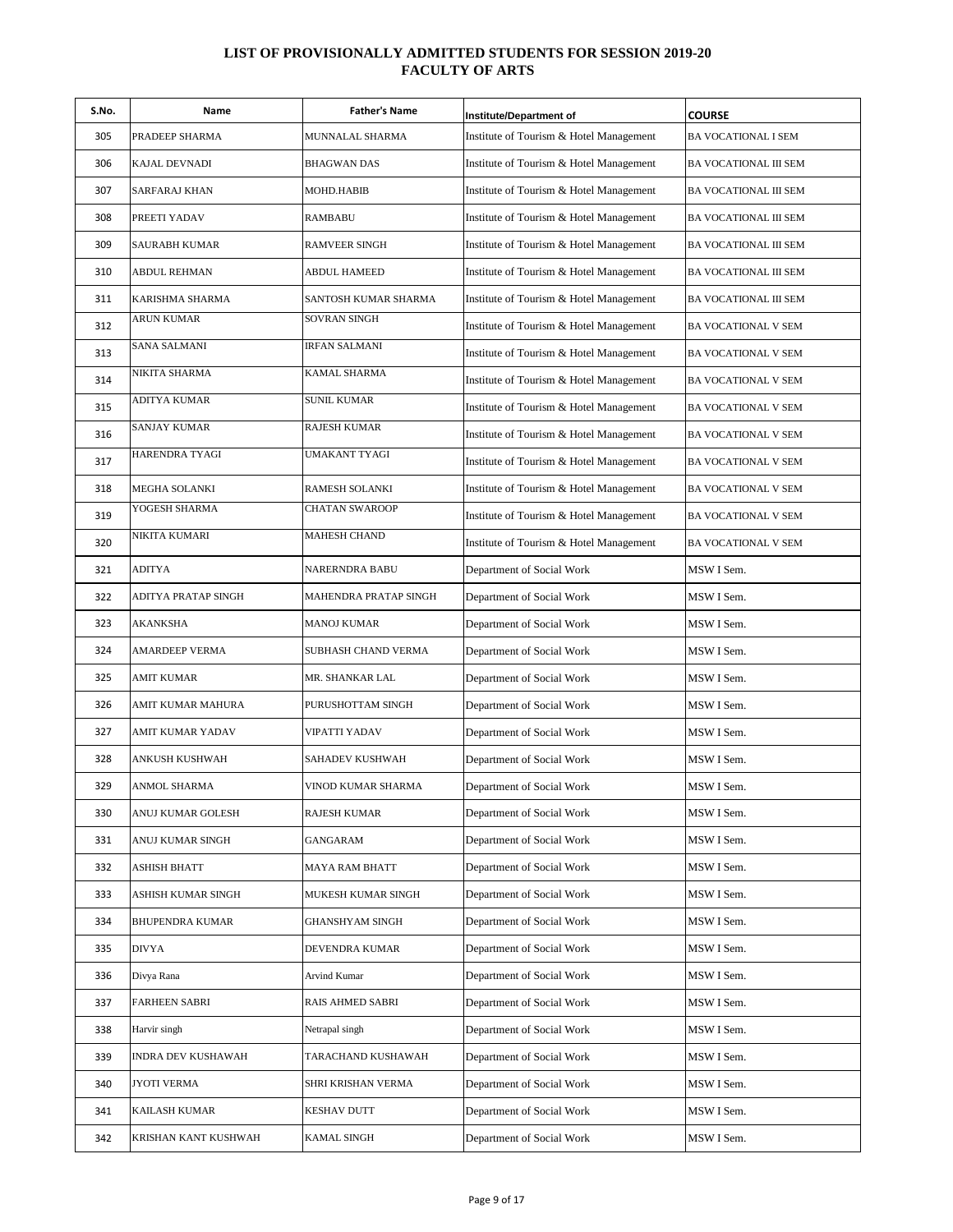# LIST OF PROVISIONALLY ADMITTED STUDENTS FOR SESSION 2019-20
## FACULTY OF ARTS

| S.No. | Name | Father's Name | Institute/Department of | COURSE |
|---|---|---|---|---|
| 305 | PRADEEP SHARMA | MUNNALAL SHARMA | Institute of Tourism & Hotel Management | BA VOCATIONAL I SEM |
| 306 | KAJAL DEVNADI | BHAGWAN DAS | Institute of Tourism & Hotel Management | BA VOCATIONAL III SEM |
| 307 | SARFARAJ KHAN | MOHD.HABIB | Institute of Tourism & Hotel Management | BA VOCATIONAL III SEM |
| 308 | PREETI YADAV | RAMBABU | Institute of Tourism & Hotel Management | BA VOCATIONAL III SEM |
| 309 | SAURABH KUMAR | RAMVEER SINGH | Institute of Tourism & Hotel Management | BA VOCATIONAL III SEM |
| 310 | ABDUL REHMAN | ABDUL HAMEED | Institute of Tourism & Hotel Management | BA VOCATIONAL III SEM |
| 311 | KARISHMA SHARMA | SANTOSH KUMAR SHARMA | Institute of Tourism & Hotel Management | BA VOCATIONAL III SEM |
| 312 | ARUN KUMAR | SOVRAN SINGH | Institute of Tourism & Hotel Management | BA VOCATIONAL V SEM |
| 313 | SANA SALMANI | IRFAN SALMANI | Institute of Tourism & Hotel Management | BA VOCATIONAL V SEM |
| 314 | NIKITA SHARMA | KAMAL SHARMA | Institute of Tourism & Hotel Management | BA VOCATIONAL V SEM |
| 315 | ADITYA KUMAR | SUNIL KUMAR | Institute of Tourism & Hotel Management | BA VOCATIONAL V SEM |
| 316 | SANJAY KUMAR | RAJESH KUMAR | Institute of Tourism & Hotel Management | BA VOCATIONAL V SEM |
| 317 | HARENDRA TYAGI | UMAKANT TYAGI | Institute of Tourism & Hotel Management | BA VOCATIONAL V SEM |
| 318 | MEGHA SOLANKI | RAMESH SOLANKI | Institute of Tourism & Hotel Management | BA VOCATIONAL V SEM |
| 319 | YOGESH SHARMA | CHATAN SWAROOP | Institute of Tourism & Hotel Management | BA VOCATIONAL V SEM |
| 320 | NIKITA KUMARI | MAHESH CHAND | Institute of Tourism & Hotel Management | BA VOCATIONAL V SEM |
| 321 | ADITYA | NARERNDRA BABU | Department of Social Work | MSW I Sem. |
| 322 | ADITYA PRATAP SINGH | MAHENDRA PRATAP SINGH | Department of Social Work | MSW I Sem. |
| 323 | AKANKSHA | MANOJ KUMAR | Department of Social Work | MSW I Sem. |
| 324 | AMARDEEP VERMA | SUBHASH CHAND VERMA | Department of Social Work | MSW I Sem. |
| 325 | AMIT KUMAR | MR. SHANKAR LAL | Department of Social Work | MSW I Sem. |
| 326 | AMIT KUMAR MAHURA | PURUSHOTTAM SINGH | Department of Social Work | MSW I Sem. |
| 327 | AMIT KUMAR YADAV | VIPATTI YADAV | Department of Social Work | MSW I Sem. |
| 328 | ANKUSH KUSHWAH | SAHADEV KUSHWAH | Department of Social Work | MSW I Sem. |
| 329 | ANMOL SHARMA | VINOD KUMAR SHARMA | Department of Social Work | MSW I Sem. |
| 330 | ANUJ KUMAR GOLESH | RAJESH KUMAR | Department of Social Work | MSW I Sem. |
| 331 | ANUJ KUMAR SINGH | GANGARAM | Department of Social Work | MSW I Sem. |
| 332 | ASHISH BHATT | MAYA RAM BHATT | Department of Social Work | MSW I Sem. |
| 333 | ASHISH KUMAR SINGH | MUKESH KUMAR SINGH | Department of Social Work | MSW I Sem. |
| 334 | BHUPENDRA KUMAR | GHANSHYAM SINGH | Department of Social Work | MSW I Sem. |
| 335 | DIVYA | DEVENDRA KUMAR | Department of Social Work | MSW I Sem. |
| 336 | Divya Rana | Arvind Kumar | Department of Social Work | MSW I Sem. |
| 337 | FARHEEN SABRI | RAIS AHMED SABRI | Department of Social Work | MSW I Sem. |
| 338 | Harvir singh | Netrapal singh | Department of Social Work | MSW I Sem. |
| 339 | INDRA DEV KUSHAWAH | TARACHAND KUSHAWAH | Department of Social Work | MSW I Sem. |
| 340 | JYOTI VERMA | SHRI KRISHAN VERMA | Department of Social Work | MSW I Sem. |
| 341 | KAILASH KUMAR | KESHAV DUTT | Department of Social Work | MSW I Sem. |
| 342 | KRISHAN KANT KUSHWAH | KAMAL SINGH | Department of Social Work | MSW I Sem. |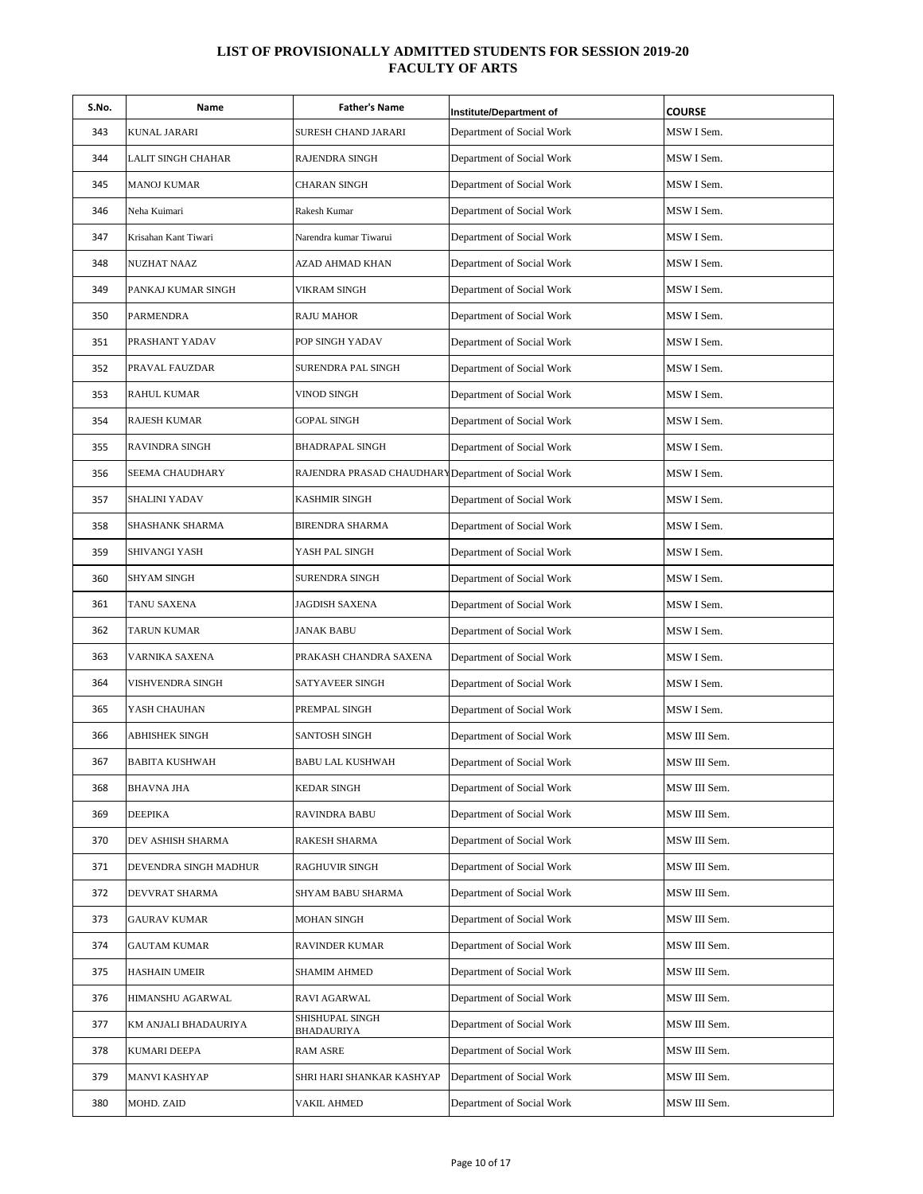# LIST OF PROVISIONALLY ADMITTED STUDENTS FOR SESSION 2019-20
## FACULTY OF ARTS

| S.No. | Name | Father's Name | Institute/Department of | COURSE |
|---|---|---|---|---|
| 343 | KUNAL JARARI | SURESH CHAND JARARI | Department of Social Work | MSW I Sem. |
| 344 | LALIT SINGH CHAHAR | RAJENDRA SINGH | Department of Social Work | MSW I Sem. |
| 345 | MANOJ KUMAR | CHARAN SINGH | Department of Social Work | MSW I Sem. |
| 346 | Neha Kuimari | Rakesh Kumar | Department of Social Work | MSW I Sem. |
| 347 | Krisahan Kant Tiwari | Narendra kumar Tiwarui | Department of Social Work | MSW I Sem. |
| 348 | NUZHAT NAAZ | AZAD AHMAD KHAN | Department of Social Work | MSW I Sem. |
| 349 | PANKAJ KUMAR SINGH | VIKRAM SINGH | Department of Social Work | MSW I Sem. |
| 350 | PARMENDRA | RAJU MAHOR | Department of Social Work | MSW I Sem. |
| 351 | PRASHANT YADAV | POP SINGH YADAV | Department of Social Work | MSW I Sem. |
| 352 | PRAVAL FAUZDAR | SURENDRA PAL SINGH | Department of Social Work | MSW I Sem. |
| 353 | RAHUL KUMAR | VINOD SINGH | Department of Social Work | MSW I Sem. |
| 354 | RAJESH KUMAR | GOPAL SINGH | Department of Social Work | MSW I Sem. |
| 355 | RAVINDRA SINGH | BHADRAPAL SINGH | Department of Social Work | MSW I Sem. |
| 356 | SEEMA CHAUDHARY | RAJENDRA PRASAD CHAUDHARY | Department of Social Work | MSW I Sem. |
| 357 | SHALINI YADAV | KASHMIR SINGH | Department of Social Work | MSW I Sem. |
| 358 | SHASHANK SHARMA | BIRENDRA SHARMA | Department of Social Work | MSW I Sem. |
| 359 | SHIVANGI YASH | YASH PAL SINGH | Department of Social Work | MSW I Sem. |
| 360 | SHYAM SINGH | SURENDRA SINGH | Department of Social Work | MSW I Sem. |
| 361 | TANU SAXENA | JAGDISH SAXENA | Department of Social Work | MSW I Sem. |
| 362 | TARUN KUMAR | JANAK BABU | Department of Social Work | MSW I Sem. |
| 363 | VARNIKA SAXENA | PRAKASH CHANDRA SAXENA | Department of Social Work | MSW I Sem. |
| 364 | VISHVENDRA SINGH | SATYAVEER SINGH | Department of Social Work | MSW I Sem. |
| 365 | YASH CHAUHAN | PREMPAL SINGH | Department of Social Work | MSW I Sem. |
| 366 | ABHISHEK SINGH | SANTOSH SINGH | Department of Social Work | MSW III Sem. |
| 367 | BABITA KUSHWAH | BABU LAL KUSHWAH | Department of Social Work | MSW III Sem. |
| 368 | BHAVNA JHA | KEDAR SINGH | Department of Social Work | MSW III Sem. |
| 369 | DEEPIKA | RAVINDRA BABU | Department of Social Work | MSW III Sem. |
| 370 | DEV ASHISH SHARMA | RAKESH SHARMA | Department of Social Work | MSW III Sem. |
| 371 | DEVENDRA SINGH MADHUR | RAGHUVIR SINGH | Department of Social Work | MSW III Sem. |
| 372 | DEVVRAT SHARMA | SHYAM BABU SHARMA | Department of Social Work | MSW III Sem. |
| 373 | GAURAV KUMAR | MOHAN SINGH | Department of Social Work | MSW III Sem. |
| 374 | GAUTAM KUMAR | RAVINDER KUMAR | Department of Social Work | MSW III Sem. |
| 375 | HASHAIN UMEIR | SHAMIM AHMED | Department of Social Work | MSW III Sem. |
| 376 | HIMANSHU AGARWAL | RAVI AGARWAL | Department of Social Work | MSW III Sem. |
| 377 | KM ANJALI BHADAURIYA | SHISHUPAL SINGH BHADAURIYA | Department of Social Work | MSW III Sem. |
| 378 | KUMARI DEEPA | RAM ASRE | Department of Social Work | MSW III Sem. |
| 379 | MANVI KASHYAP | SHRI HARI SHANKAR KASHYAP | Department of Social Work | MSW III Sem. |
| 380 | MOHD. ZAID | VAKIL AHMED | Department of Social Work | MSW III Sem. |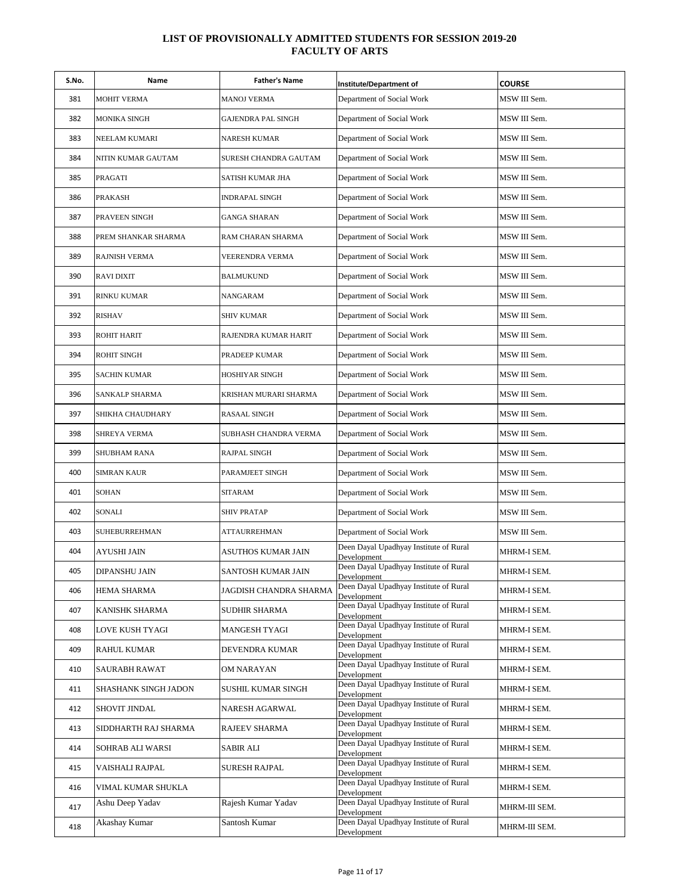# LIST OF PROVISIONALLY ADMITTED STUDENTS FOR SESSION 2019-20
## FACULTY OF ARTS

| S.No. | Name | Father's Name | Institute/Department of | COURSE |
|---|---|---|---|---|
| 381 | MOHIT VERMA | MANOJ VERMA | Department of Social Work | MSW III Sem. |
| 382 | MONIKA SINGH | GAJENDRA PAL SINGH | Department of Social Work | MSW III Sem. |
| 383 | NEELAM KUMARI | NARESH KUMAR | Department of Social Work | MSW III Sem. |
| 384 | NITIN KUMAR GAUTAM | SURESH CHANDRA GAUTAM | Department of Social Work | MSW III Sem. |
| 385 | PRAGATI | SATISH KUMAR JHA | Department of Social Work | MSW III Sem. |
| 386 | PRAKASH | INDRAPAL SINGH | Department of Social Work | MSW III Sem. |
| 387 | PRAVEEN SINGH | GANGA SHARAN | Department of Social Work | MSW III Sem. |
| 388 | PREM SHANKAR SHARMA | RAM CHARAN SHARMA | Department of Social Work | MSW III Sem. |
| 389 | RAJNISH VERMA | VEERENDRA VERMA | Department of Social Work | MSW III Sem. |
| 390 | RAVI DIXIT | BALMUKUND | Department of Social Work | MSW III Sem. |
| 391 | RINKU KUMAR | NANGARAM | Department of Social Work | MSW III Sem. |
| 392 | RISHAV | SHIV KUMAR | Department of Social Work | MSW III Sem. |
| 393 | ROHIT HARIT | RAJENDRA KUMAR HARIT | Department of Social Work | MSW III Sem. |
| 394 | ROHIT SINGH | PRADEEP KUMAR | Department of Social Work | MSW III Sem. |
| 395 | SACHIN KUMAR | HOSHIYAR SINGH | Department of Social Work | MSW III Sem. |
| 396 | SANKALP SHARMA | KRISHAN MURARI SHARMA | Department of Social Work | MSW III Sem. |
| 397 | SHIKHA CHAUDHARY | RASAAL SINGH | Department of Social Work | MSW III Sem. |
| 398 | SHREYA VERMA | SUBHASH CHANDRA VERMA | Department of Social Work | MSW III Sem. |
| 399 | SHUBHAM RANA | RAJPAL SINGH | Department of Social Work | MSW III Sem. |
| 400 | SIMRAN KAUR | PARAMJEET SINGH | Department of Social Work | MSW III Sem. |
| 401 | SOHAN | SITARAM | Department of Social Work | MSW III Sem. |
| 402 | SONALI | SHIV PRATAP | Department of Social Work | MSW III Sem. |
| 403 | SUHEBURREHMAN | ATTAURREHMAN | Department of Social Work | MSW III Sem. |
| 404 | AYUSHI JAIN | ASUTHOS KUMAR JAIN | Deen Dayal Upadhyay Institute of Rural Development | MHRM-I SEM. |
| 405 | DIPANSHU JAIN | SANTOSH KUMAR JAIN | Deen Dayal Upadhyay Institute of Rural Development | MHRM-I SEM. |
| 406 | HEMA SHARMA | JAGDISH CHANDRA SHARMA | Deen Dayal Upadhyay Institute of Rural Development | MHRM-I SEM. |
| 407 | KANISHK SHARMA | SUDHIR SHARMA | Deen Dayal Upadhyay Institute of Rural Development | MHRM-I SEM. |
| 408 | LOVE KUSH TYAGI | MANGESH TYAGI | Deen Dayal Upadhyay Institute of Rural Development | MHRM-I SEM. |
| 409 | RAHUL KUMAR | DEVENDRA KUMAR | Deen Dayal Upadhyay Institute of Rural Development | MHRM-I SEM. |
| 410 | SAURABH RAWAT | OM NARAYAN | Deen Dayal Upadhyay Institute of Rural Development | MHRM-I SEM. |
| 411 | SHASHANK SINGH JADON | SUSHIL KUMAR SINGH | Deen Dayal Upadhyay Institute of Rural Development | MHRM-I SEM. |
| 412 | SHOVIT JINDAL | NARESH AGARWAL | Deen Dayal Upadhyay Institute of Rural Development | MHRM-I SEM. |
| 413 | SIDDHARTH RAJ SHARMA | RAJEEV SHARMA | Deen Dayal Upadhyay Institute of Rural Development | MHRM-I SEM. |
| 414 | SOHRAB ALI WARSI | SABIR ALI | Deen Dayal Upadhyay Institute of Rural Development | MHRM-I SEM. |
| 415 | VAISHALI RAJPAL | SURESH RAJPAL | Deen Dayal Upadhyay Institute of Rural Development | MHRM-I SEM. |
| 416 | VIMAL KUMAR SHUKLA | | Deen Dayal Upadhyay Institute of Rural Development | MHRM-I SEM. |
| 417 | Ashu Deep Yadav | Rajesh Kumar Yadav | Deen Dayal Upadhyay Institute of Rural Development | MHRM-III SEM. |
| 418 | Akashay Kumar | Santosh Kumar | Deen Dayal Upadhyay Institute of Rural Development | MHRM-III SEM. |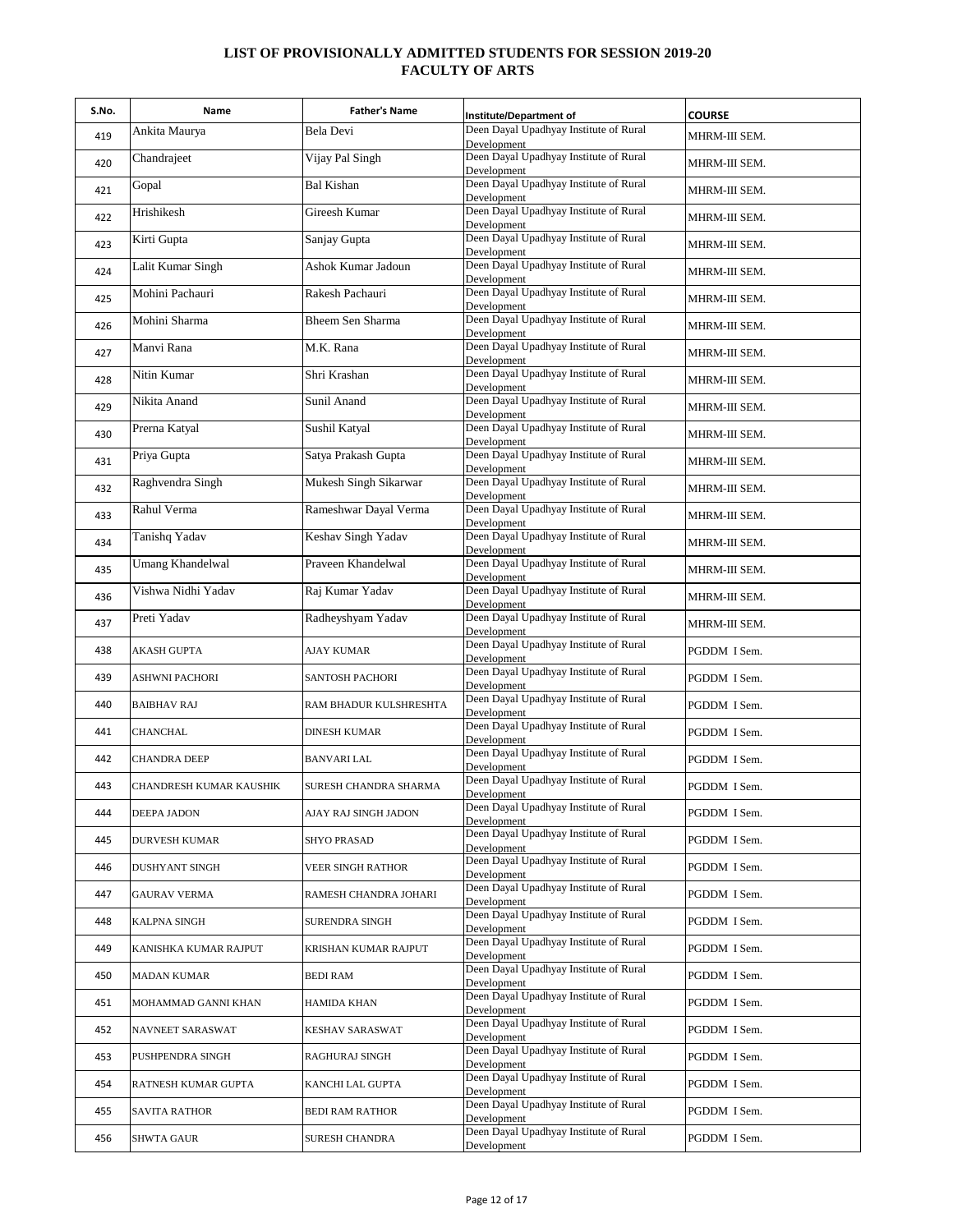# LIST OF PROVISIONALLY ADMITTED STUDENTS FOR SESSION 2019-20
## FACULTY OF ARTS

| S.No. | Name | Father's Name | Institute/Department of | COURSE |
|---|---|---|---|---|
| 419 | Ankita Maurya | Bela Devi | Deen Dayal Upadhyay Institute of Rural Development | MHRM-III SEM. |
| 420 | Chandrajeet | Vijay Pal Singh | Deen Dayal Upadhyay Institute of Rural Development | MHRM-III SEM. |
| 421 | Gopal | Bal Kishan | Deen Dayal Upadhyay Institute of Rural Development | MHRM-III SEM. |
| 422 | Hrishikesh | Gireesh Kumar | Deen Dayal Upadhyay Institute of Rural Development | MHRM-III SEM. |
| 423 | Kirti Gupta | Sanjay Gupta | Deen Dayal Upadhyay Institute of Rural Development | MHRM-III SEM. |
| 424 | Lalit Kumar Singh | Ashok Kumar Jadoun | Deen Dayal Upadhyay Institute of Rural Development | MHRM-III SEM. |
| 425 | Mohini Pachauri | Rakesh Pachauri | Deen Dayal Upadhyay Institute of Rural Development | MHRM-III SEM. |
| 426 | Mohini Sharma | Bheem Sen Sharma | Deen Dayal Upadhyay Institute of Rural Development | MHRM-III SEM. |
| 427 | Manvi Rana | M.K. Rana | Deen Dayal Upadhyay Institute of Rural Development | MHRM-III SEM. |
| 428 | Nitin Kumar | Shri Krashan | Deen Dayal Upadhyay Institute of Rural Development | MHRM-III SEM. |
| 429 | Nikita Anand | Sunil Anand | Deen Dayal Upadhyay Institute of Rural Development | MHRM-III SEM. |
| 430 | Prerna Katyal | Sushil Katyal | Deen Dayal Upadhyay Institute of Rural Development | MHRM-III SEM. |
| 431 | Priya Gupta | Satya Prakash Gupta | Deen Dayal Upadhyay Institute of Rural Development | MHRM-III SEM. |
| 432 | Raghvendra Singh | Mukesh Singh Sikarwar | Deen Dayal Upadhyay Institute of Rural Development | MHRM-III SEM. |
| 433 | Rahul Verma | Rameshwar Dayal Verma | Deen Dayal Upadhyay Institute of Rural Development | MHRM-III SEM. |
| 434 | Tanishq Yadav | Keshav Singh Yadav | Deen Dayal Upadhyay Institute of Rural Development | MHRM-III SEM. |
| 435 | Umang Khandelwal | Praveen Khandelwal | Deen Dayal Upadhyay Institute of Rural Development | MHRM-III SEM. |
| 436 | Vishwa Nidhi Yadav | Raj Kumar Yadav | Deen Dayal Upadhyay Institute of Rural Development | MHRM-III SEM. |
| 437 | Preti Yadav | Radheyshyam Yadav | Deen Dayal Upadhyay Institute of Rural Development | MHRM-III SEM. |
| 438 | AKASH GUPTA | AJAY KUMAR | Deen Dayal Upadhyay Institute of Rural Development | PGDDM I Sem. |
| 439 | ASHWNI PACHORI | SANTOSH PACHORI | Deen Dayal Upadhyay Institute of Rural Development | PGDDM I Sem. |
| 440 | BAIBHAV RAJ | RAM BHADUR KULSHRESHTA | Deen Dayal Upadhyay Institute of Rural Development | PGDDM I Sem. |
| 441 | CHANCHAL | DINESH KUMAR | Deen Dayal Upadhyay Institute of Rural Development | PGDDM I Sem. |
| 442 | CHANDRA DEEP | BANVARI LAL | Deen Dayal Upadhyay Institute of Rural Development | PGDDM I Sem. |
| 443 | CHANDRESH KUMAR KAUSHIK | SURESH CHANDRA SHARMA | Deen Dayal Upadhyay Institute of Rural Development | PGDDM I Sem. |
| 444 | DEEPA JADON | AJAY RAJ SINGH JADON | Deen Dayal Upadhyay Institute of Rural Development | PGDDM I Sem. |
| 445 | DURVESH KUMAR | SHYO PRASAD | Deen Dayal Upadhyay Institute of Rural Development | PGDDM I Sem. |
| 446 | DUSHYANT SINGH | VEER SINGH RATHOR | Deen Dayal Upadhyay Institute of Rural Development | PGDDM I Sem. |
| 447 | GAURAV VERMA | RAMESH CHANDRA JOHARI | Deen Dayal Upadhyay Institute of Rural Development | PGDDM I Sem. |
| 448 | KALPNA SINGH | SURENDRA SINGH | Deen Dayal Upadhyay Institute of Rural Development | PGDDM I Sem. |
| 449 | KANISHKA KUMAR RAJPUT | KRISHAN KUMAR RAJPUT | Deen Dayal Upadhyay Institute of Rural Development | PGDDM I Sem. |
| 450 | MADAN KUMAR | BEDI RAM | Deen Dayal Upadhyay Institute of Rural Development | PGDDM I Sem. |
| 451 | MOHAMMAD GANNI KHAN | HAMIDA KHAN | Deen Dayal Upadhyay Institute of Rural Development | PGDDM I Sem. |
| 452 | NAVNEET SARASWAT | KESHAV SARASWAT | Deen Dayal Upadhyay Institute of Rural Development | PGDDM I Sem. |
| 453 | PUSHPENDRA SINGH | RAGHURAJ SINGH | Deen Dayal Upadhyay Institute of Rural Development | PGDDM I Sem. |
| 454 | RATNESH KUMAR GUPTA | KANCHI LAL GUPTA | Deen Dayal Upadhyay Institute of Rural Development | PGDDM I Sem. |
| 455 | SAVITA RATHOR | BEDI RAM RATHOR | Deen Dayal Upadhyay Institute of Rural Development | PGDDM I Sem. |
| 456 | SHWTA GAUR | SURESH CHANDRA | Deen Dayal Upadhyay Institute of Rural Development | PGDDM I Sem. |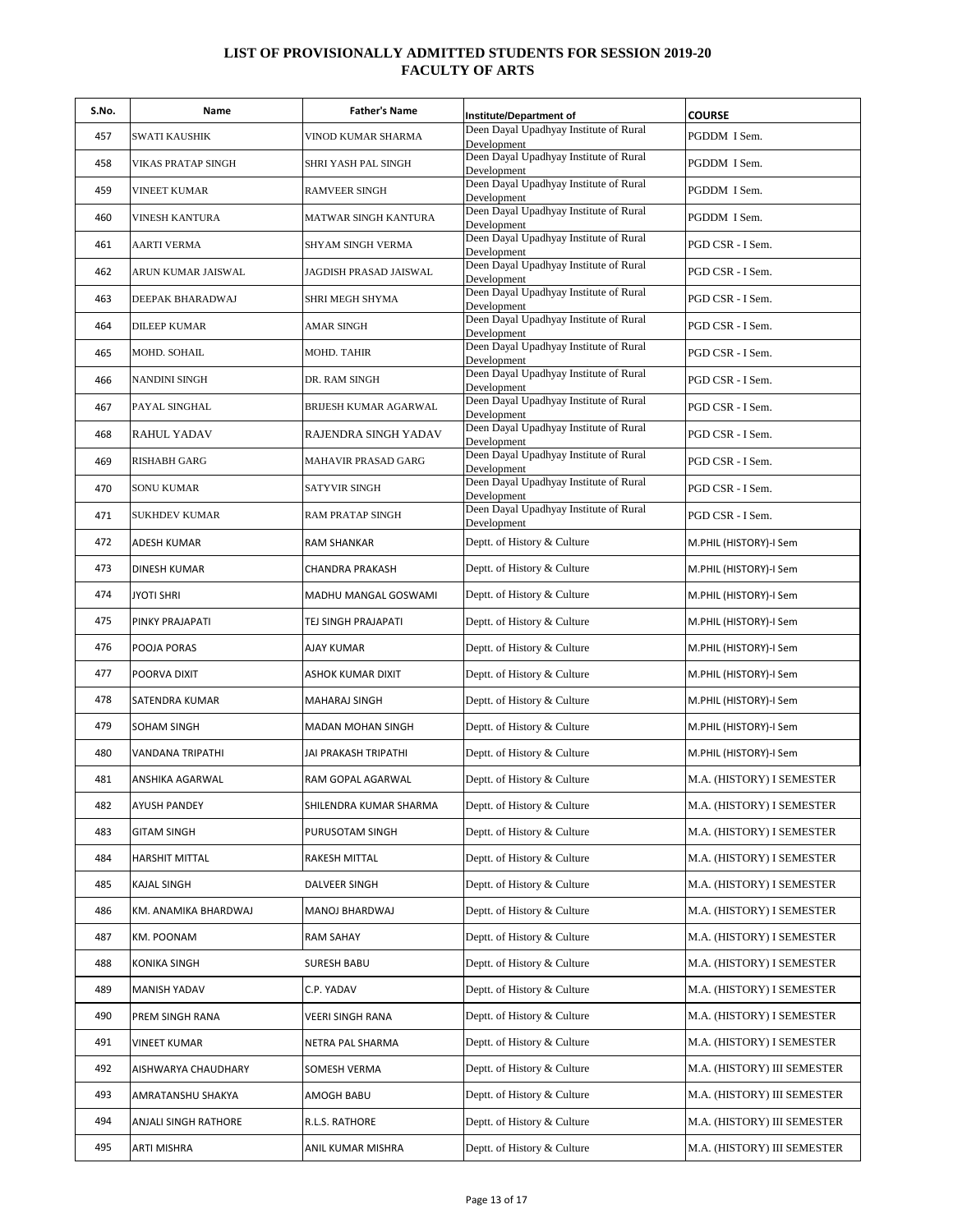# LIST OF PROVISIONALLY ADMITTED STUDENTS FOR SESSION 2019-20
## FACULTY OF ARTS

| S.No. | Name | Father's Name | Institute/Department of | COURSE |
|---|---|---|---|---|
| 457 | SWATI KAUSHIK | VINOD KUMAR SHARMA | Deen Dayal Upadhyay Institute of Rural Development | PGDDM I Sem. |
| 458 | VIKAS PRATAP SINGH | SHRI YASH PAL SINGH | Deen Dayal Upadhyay Institute of Rural Development | PGDDM I Sem. |
| 459 | VINEET KUMAR | RAMVEER SINGH | Deen Dayal Upadhyay Institute of Rural Development | PGDDM I Sem. |
| 460 | VINESH KANTURA | MATWAR SINGH KANTURA | Deen Dayal Upadhyay Institute of Rural Development | PGDDM I Sem. |
| 461 | AARTI VERMA | SHYAM SINGH VERMA | Deen Dayal Upadhyay Institute of Rural Development | PGD CSR - I Sem. |
| 462 | ARUN KUMAR JAISWAL | JAGDISH PRASAD JAISWAL | Deen Dayal Upadhyay Institute of Rural Development | PGD CSR - I Sem. |
| 463 | DEEPAK BHARADWAJ | SHRI MEGH SHYMA | Deen Dayal Upadhyay Institute of Rural Development | PGD CSR - I Sem. |
| 464 | DILEEP KUMAR | AMAR SINGH | Deen Dayal Upadhyay Institute of Rural Development | PGD CSR - I Sem. |
| 465 | MOHD. SOHAIL | MOHD. TAHIR | Deen Dayal Upadhyay Institute of Rural Development | PGD CSR - I Sem. |
| 466 | NANDINI SINGH | DR. RAM SINGH | Deen Dayal Upadhyay Institute of Rural Development | PGD CSR - I Sem. |
| 467 | PAYAL SINGHAL | BRIJESH KUMAR AGARWAL | Deen Dayal Upadhyay Institute of Rural Development | PGD CSR - I Sem. |
| 468 | RAHUL YADAV | RAJENDRA SINGH YADAV | Deen Dayal Upadhyay Institute of Rural Development | PGD CSR - I Sem. |
| 469 | RISHABH GARG | MAHAVIR PRASAD GARG | Deen Dayal Upadhyay Institute of Rural Development | PGD CSR - I Sem. |
| 470 | SONU KUMAR | SATYVIR SINGH | Deen Dayal Upadhyay Institute of Rural Development | PGD CSR - I Sem. |
| 471 | SUKHDEV KUMAR | RAM PRATAP SINGH | Deen Dayal Upadhyay Institute of Rural Development | PGD CSR - I Sem. |
| 472 | ADESH KUMAR | RAM SHANKAR | Deptt. of History & Culture | M.PHIL (HISTORY)-I Sem |
| 473 | DINESH KUMAR | CHANDRA PRAKASH | Deptt. of History & Culture | M.PHIL (HISTORY)-I Sem |
| 474 | JYOTI SHRI | MADHU MANGAL GOSWAMI | Deptt. of History & Culture | M.PHIL (HISTORY)-I Sem |
| 475 | PINKY PRAJAPATI | TEJ SINGH PRAJAPATI | Deptt. of History & Culture | M.PHIL (HISTORY)-I Sem |
| 476 | POOJA PORAS | AJAY KUMAR | Deptt. of History & Culture | M.PHIL (HISTORY)-I Sem |
| 477 | POORVA DIXIT | ASHOK KUMAR DIXIT | Deptt. of History & Culture | M.PHIL (HISTORY)-I Sem |
| 478 | SATENDRA KUMAR | MAHARAJ SINGH | Deptt. of History & Culture | M.PHIL (HISTORY)-I Sem |
| 479 | SOHAM SINGH | MADAN MOHAN SINGH | Deptt. of History & Culture | M.PHIL (HISTORY)-I Sem |
| 480 | VANDANA TRIPATHI | JAI PRAKASH TRIPATHI | Deptt. of History & Culture | M.PHIL (HISTORY)-I Sem |
| 481 | ANSHIKA AGARWAL | RAM GOPAL AGARWAL | Deptt. of History & Culture | M.A. (HISTORY) I SEMESTER |
| 482 | AYUSH PANDEY | SHILENDRA KUMAR SHARMA | Deptt. of History & Culture | M.A. (HISTORY) I SEMESTER |
| 483 | GITAM SINGH | PURUSOTAM SINGH | Deptt. of History & Culture | M.A. (HISTORY) I SEMESTER |
| 484 | HARSHIT MITTAL | RAKESH MITTAL | Deptt. of History & Culture | M.A. (HISTORY) I SEMESTER |
| 485 | KAJAL SINGH | DALVEER SINGH | Deptt. of History & Culture | M.A. (HISTORY) I SEMESTER |
| 486 | KM. ANAMIKA BHARDWAJ | MANOJ BHARDWAJ | Deptt. of History & Culture | M.A. (HISTORY) I SEMESTER |
| 487 | KM. POONAM | RAM SAHAY | Deptt. of History & Culture | M.A. (HISTORY) I SEMESTER |
| 488 | KONIKA SINGH | SURESH BABU | Deptt. of History & Culture | M.A. (HISTORY) I SEMESTER |
| 489 | MANISH YADAV | C.P. YADAV | Deptt. of History & Culture | M.A. (HISTORY) I SEMESTER |
| 490 | PREM SINGH RANA | VEERI SINGH RANA | Deptt. of History & Culture | M.A. (HISTORY) I SEMESTER |
| 491 | VINEET KUMAR | NETRA PAL SHARMA | Deptt. of History & Culture | M.A. (HISTORY) I SEMESTER |
| 492 | AISHWARYA CHAUDHARY | SOMESH VERMA | Deptt. of History & Culture | M.A. (HISTORY) III SEMESTER |
| 493 | AMRATANSHU SHAKYA | AMOGH BABU | Deptt. of History & Culture | M.A. (HISTORY) III SEMESTER |
| 494 | ANJALI SINGH RATHORE | R.L.S. RATHORE | Deptt. of History & Culture | M.A. (HISTORY) III SEMESTER |
| 495 | ARTI MISHRA | ANIL KUMAR MISHRA | Deptt. of History & Culture | M.A. (HISTORY) III SEMESTER |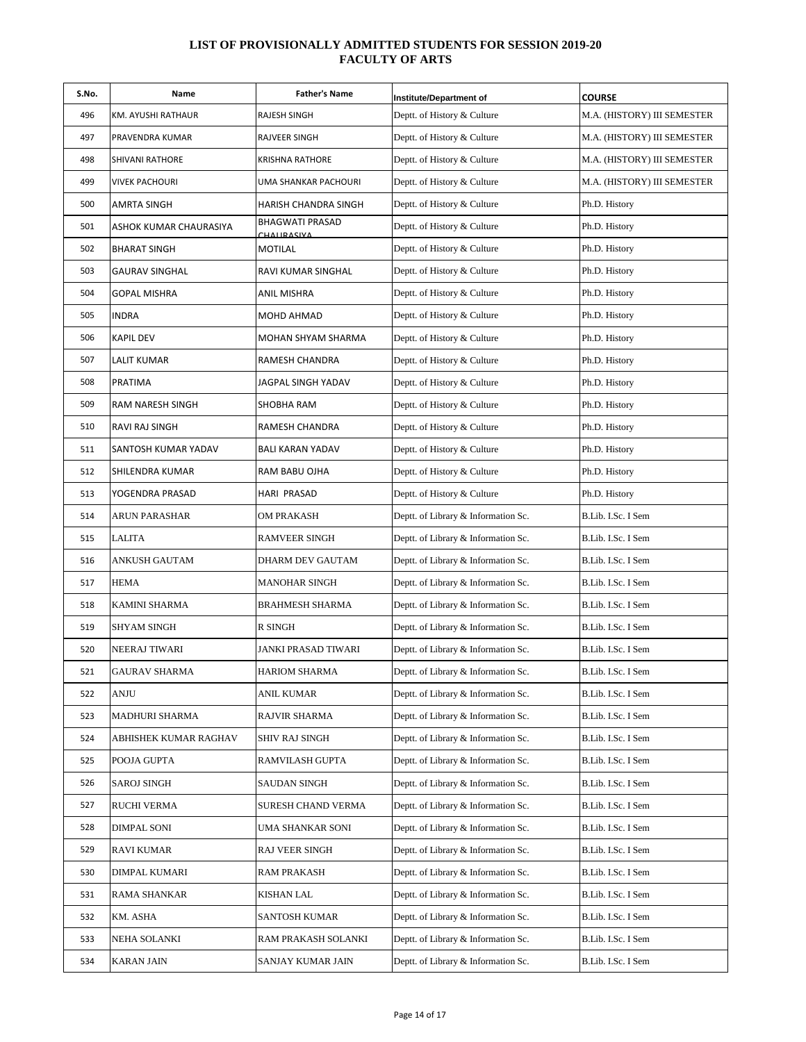# LIST OF PROVISIONALLY ADMITTED STUDENTS FOR SESSION 2019-20
## FACULTY OF ARTS

| S.No. | Name | Father's Name | Institute/Department of | COURSE |
|---|---|---|---|---|
| 496 | KM. AYUSHI RATHAUR | RAJESH SINGH | Deptt. of History & Culture | M.A. (HISTORY) III SEMESTER |
| 497 | PRAVENDRA KUMAR | RAJVEER SINGH | Deptt. of History & Culture | M.A. (HISTORY) III SEMESTER |
| 498 | SHIVANI RATHORE | KRISHNA RATHORE | Deptt. of History & Culture | M.A. (HISTORY) III SEMESTER |
| 499 | VIVEK PACHOURI | UMA SHANKAR PACHOURI | Deptt. of History & Culture | M.A. (HISTORY) III SEMESTER |
| 500 | AMRTA SINGH | HARISH CHANDRA SINGH | Deptt. of History & Culture | Ph.D. History |
| 501 | ASHOK KUMAR CHAURASIYA | BHAGWATI PRASAD CHAURASIYA | Deptt. of History & Culture | Ph.D. History |
| 502 | BHARAT SINGH | MOTILAL | Deptt. of History & Culture | Ph.D. History |
| 503 | GAURAV SINGHAL | RAVI KUMAR SINGHAL | Deptt. of History & Culture | Ph.D. History |
| 504 | GOPAL MISHRA | ANIL MISHRA | Deptt. of History & Culture | Ph.D. History |
| 505 | INDRA | MOHD AHMAD | Deptt. of History & Culture | Ph.D. History |
| 506 | KAPIL DEV | MOHAN SHYAM SHARMA | Deptt. of History & Culture | Ph.D. History |
| 507 | LALIT KUMAR | RAMESH CHANDRA | Deptt. of History & Culture | Ph.D. History |
| 508 | PRATIMA | JAGPAL SINGH YADAV | Deptt. of History & Culture | Ph.D. History |
| 509 | RAM NARESH SINGH | SHOBHA RAM | Deptt. of History & Culture | Ph.D. History |
| 510 | RAVI RAJ SINGH | RAMESH CHANDRA | Deptt. of History & Culture | Ph.D. History |
| 511 | SANTOSH KUMAR YADAV | BALI KARAN YADAV | Deptt. of History & Culture | Ph.D. History |
| 512 | SHILENDRA KUMAR | RAM BABU OJHA | Deptt. of History & Culture | Ph.D. History |
| 513 | YOGENDRA PRASAD | HARI PRASAD | Deptt. of History & Culture | Ph.D. History |
| 514 | ARUN PARASHAR | OM PRAKASH | Deptt. of Library & Information Sc. | B.Lib. I.Sc. I Sem |
| 515 | LALITA | RAMVEER SINGH | Deptt. of Library & Information Sc. | B.Lib. I.Sc. I Sem |
| 516 | ANKUSH GAUTAM | DHARM DEV GAUTAM | Deptt. of Library & Information Sc. | B.Lib. I.Sc. I Sem |
| 517 | HEMA | MANOHAR SINGH | Deptt. of Library & Information Sc. | B.Lib. I.Sc. I Sem |
| 518 | KAMINI SHARMA | BRAHMESH SHARMA | Deptt. of Library & Information Sc. | B.Lib. I.Sc. I Sem |
| 519 | SHYAM SINGH | R SINGH | Deptt. of Library & Information Sc. | B.Lib. I.Sc. I Sem |
| 520 | NEERAJ TIWARI | JANKI PRASAD TIWARI | Deptt. of Library & Information Sc. | B.Lib. I.Sc. I Sem |
| 521 | GAURAV SHARMA | HARIOM SHARMA | Deptt. of Library & Information Sc. | B.Lib. I.Sc. I Sem |
| 522 | ANJU | ANIL KUMAR | Deptt. of Library & Information Sc. | B.Lib. I.Sc. I Sem |
| 523 | MADHURI SHARMA | RAJVIR SHARMA | Deptt. of Library & Information Sc. | B.Lib. I.Sc. I Sem |
| 524 | ABHISHEK KUMAR RAGHAV | SHIV RAJ SINGH | Deptt. of Library & Information Sc. | B.Lib. I.Sc. I Sem |
| 525 | POOJA GUPTA | RAMVILASH GUPTA | Deptt. of Library & Information Sc. | B.Lib. I.Sc. I Sem |
| 526 | SAROJ SINGH | SAUDAN SINGH | Deptt. of Library & Information Sc. | B.Lib. I.Sc. I Sem |
| 527 | RUCHI VERMA | SURESH CHAND VERMA | Deptt. of Library & Information Sc. | B.Lib. I.Sc. I Sem |
| 528 | DIMPAL SONI | UMA SHANKAR SONI | Deptt. of Library & Information Sc. | B.Lib. I.Sc. I Sem |
| 529 | RAVI KUMAR | RAJ VEER SINGH | Deptt. of Library & Information Sc. | B.Lib. I.Sc. I Sem |
| 530 | DIMPAL KUMARI | RAM PRAKASH | Deptt. of Library & Information Sc. | B.Lib. I.Sc. I Sem |
| 531 | RAMA SHANKAR | KISHAN LAL | Deptt. of Library & Information Sc. | B.Lib. I.Sc. I Sem |
| 532 | KM. ASHA | SANTOSH KUMAR | Deptt. of Library & Information Sc. | B.Lib. I.Sc. I Sem |
| 533 | NEHA SOLANKI | RAM PRAKASH SOLANKI | Deptt. of Library & Information Sc. | B.Lib. I.Sc. I Sem |
| 534 | KARAN JAIN | SANJAY KUMAR JAIN | Deptt. of Library & Information Sc. | B.Lib. I.Sc. I Sem |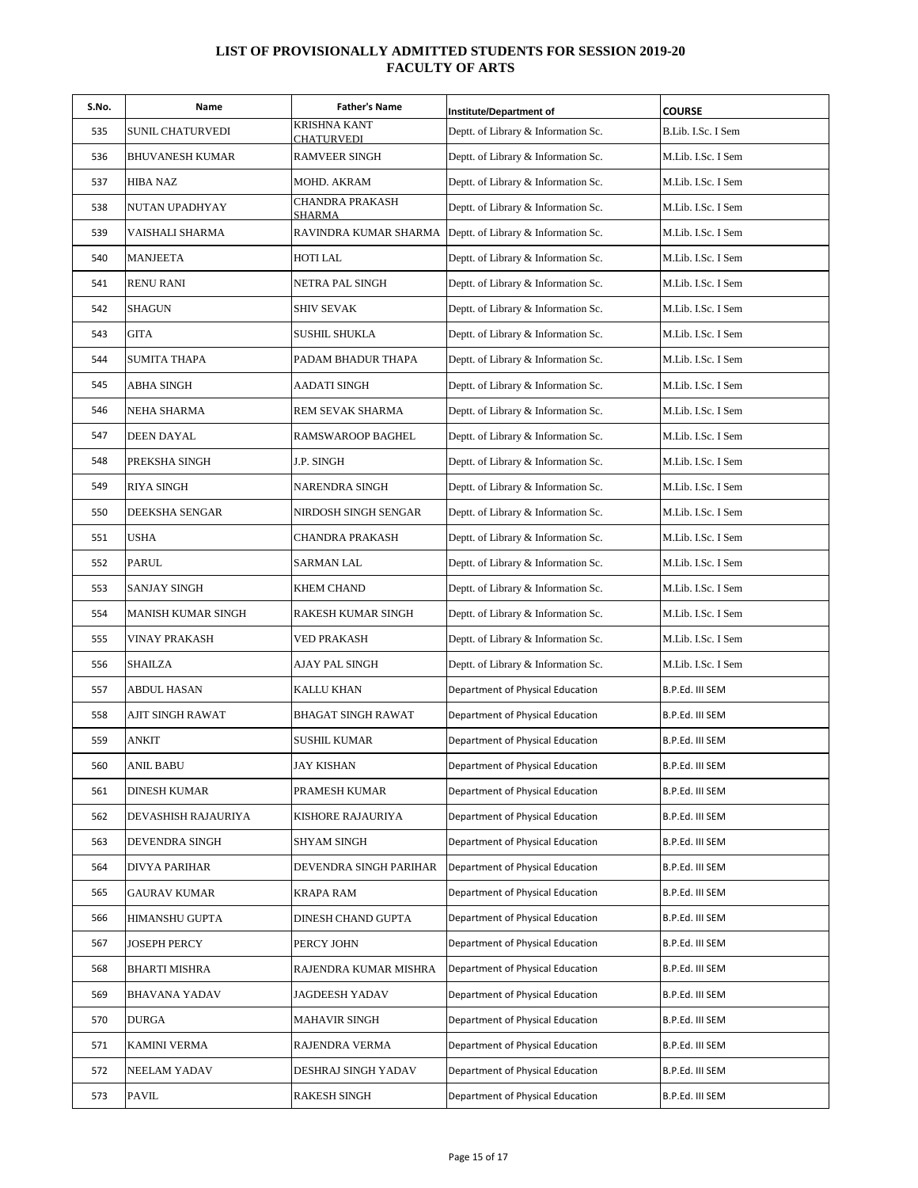## LIST OF PROVISIONALLY ADMITTED STUDENTS FOR SESSION 2019-20
## FACULTY OF ARTS

| S.No. | Name | Father's Name | Institute/Department of | COURSE |
|---|---|---|---|---|
| 535 | SUNIL CHATURVEDI | KRISHNA KANT CHATURVEDI | Deptt. of Library & Information Sc. | B.Lib. I.Sc. I Sem |
| 536 | BHUVANESH KUMAR | RAMVEER SINGH | Deptt. of Library & Information Sc. | M.Lib. I.Sc. I Sem |
| 537 | HIBA NAZ | MOHD. AKRAM | Deptt. of Library & Information Sc. | M.Lib. I.Sc. I Sem |
| 538 | NUTAN UPADHYAY | CHANDRA PRAKASH SHARMA | Deptt. of Library & Information Sc. | M.Lib. I.Sc. I Sem |
| 539 | VAISHALI SHARMA | RAVINDRA KUMAR SHARMA | Deptt. of Library & Information Sc. | M.Lib. I.Sc. I Sem |
| 540 | MANJEETA | HOTI LAL | Deptt. of Library & Information Sc. | M.Lib. I.Sc. I Sem |
| 541 | RENU RANI | NETRA PAL SINGH | Deptt. of Library & Information Sc. | M.Lib. I.Sc. I Sem |
| 542 | SHAGUN | SHIV SEVAK | Deptt. of Library & Information Sc. | M.Lib. I.Sc. I Sem |
| 543 | GITA | SUSHIL SHUKLA | Deptt. of Library & Information Sc. | M.Lib. I.Sc. I Sem |
| 544 | SUMITA THAPA | PADAM BHADUR THAPA | Deptt. of Library & Information Sc. | M.Lib. I.Sc. I Sem |
| 545 | ABHA SINGH | AADATI SINGH | Deptt. of Library & Information Sc. | M.Lib. I.Sc. I Sem |
| 546 | NEHA SHARMA | REM SEVAK SHARMA | Deptt. of Library & Information Sc. | M.Lib. I.Sc. I Sem |
| 547 | DEEN DAYAL | RAMSWAROOP BAGHEL | Deptt. of Library & Information Sc. | M.Lib. I.Sc. I Sem |
| 548 | PREKSHA SINGH | J.P. SINGH | Deptt. of Library & Information Sc. | M.Lib. I.Sc. I Sem |
| 549 | RIYA SINGH | NARENDRA SINGH | Deptt. of Library & Information Sc. | M.Lib. I.Sc. I Sem |
| 550 | DEEKSHA SENGAR | NIRDOSH SINGH SENGAR | Deptt. of Library & Information Sc. | M.Lib. I.Sc. I Sem |
| 551 | USHA | CHANDRA PRAKASH | Deptt. of Library & Information Sc. | M.Lib. I.Sc. I Sem |
| 552 | PARUL | SARMAN LAL | Deptt. of Library & Information Sc. | M.Lib. I.Sc. I Sem |
| 553 | SANJAY SINGH | KHEM CHAND | Deptt. of Library & Information Sc. | M.Lib. I.Sc. I Sem |
| 554 | MANISH KUMAR SINGH | RAKESH KUMAR SINGH | Deptt. of Library & Information Sc. | M.Lib. I.Sc. I Sem |
| 555 | VINAY PRAKASH | VED PRAKASH | Deptt. of Library & Information Sc. | M.Lib. I.Sc. I Sem |
| 556 | SHAILZA | AJAY PAL SINGH | Deptt. of Library & Information Sc. | M.Lib. I.Sc. I Sem |
| 557 | ABDUL HASAN | KALLU KHAN | Department of Physical Education | B.P.Ed. III SEM |
| 558 | AJIT SINGH RAWAT | BHAGAT SINGH RAWAT | Department of Physical Education | B.P.Ed. III SEM |
| 559 | ANKIT | SUSHIL KUMAR | Department of Physical Education | B.P.Ed. III SEM |
| 560 | ANIL BABU | JAY KISHAN | Department of Physical Education | B.P.Ed. III SEM |
| 561 | DINESH KUMAR | PRAMESH KUMAR | Department of Physical Education | B.P.Ed. III SEM |
| 562 | DEVASHISH RAJAURIYA | KISHORE RAJAURIYA | Department of Physical Education | B.P.Ed. III SEM |
| 563 | DEVENDRA SINGH | SHYAM SINGH | Department of Physical Education | B.P.Ed. III SEM |
| 564 | DIVYA PARIHAR | DEVENDRA SINGH PARIHAR | Department of Physical Education | B.P.Ed. III SEM |
| 565 | GAURAV KUMAR | KRAPA RAM | Department of Physical Education | B.P.Ed. III SEM |
| 566 | HIMANSHU GUPTA | DINESH CHAND GUPTA | Department of Physical Education | B.P.Ed. III SEM |
| 567 | JOSEPH PERCY | PERCY JOHN | Department of Physical Education | B.P.Ed. III SEM |
| 568 | BHARTI MISHRA | RAJENDRA KUMAR MISHRA | Department of Physical Education | B.P.Ed. III SEM |
| 569 | BHAVANA YADAV | JAGDEESH YADAV | Department of Physical Education | B.P.Ed. III SEM |
| 570 | DURGA | MAHAVIR SINGH | Department of Physical Education | B.P.Ed. III SEM |
| 571 | KAMINI VERMA | RAJENDRA VERMA | Department of Physical Education | B.P.Ed. III SEM |
| 572 | NEELAM YADAV | DESHRAJ SINGH YADAV | Department of Physical Education | B.P.Ed. III SEM |
| 573 | PAVIL | RAKESH SINGH | Department of Physical Education | B.P.Ed. III SEM |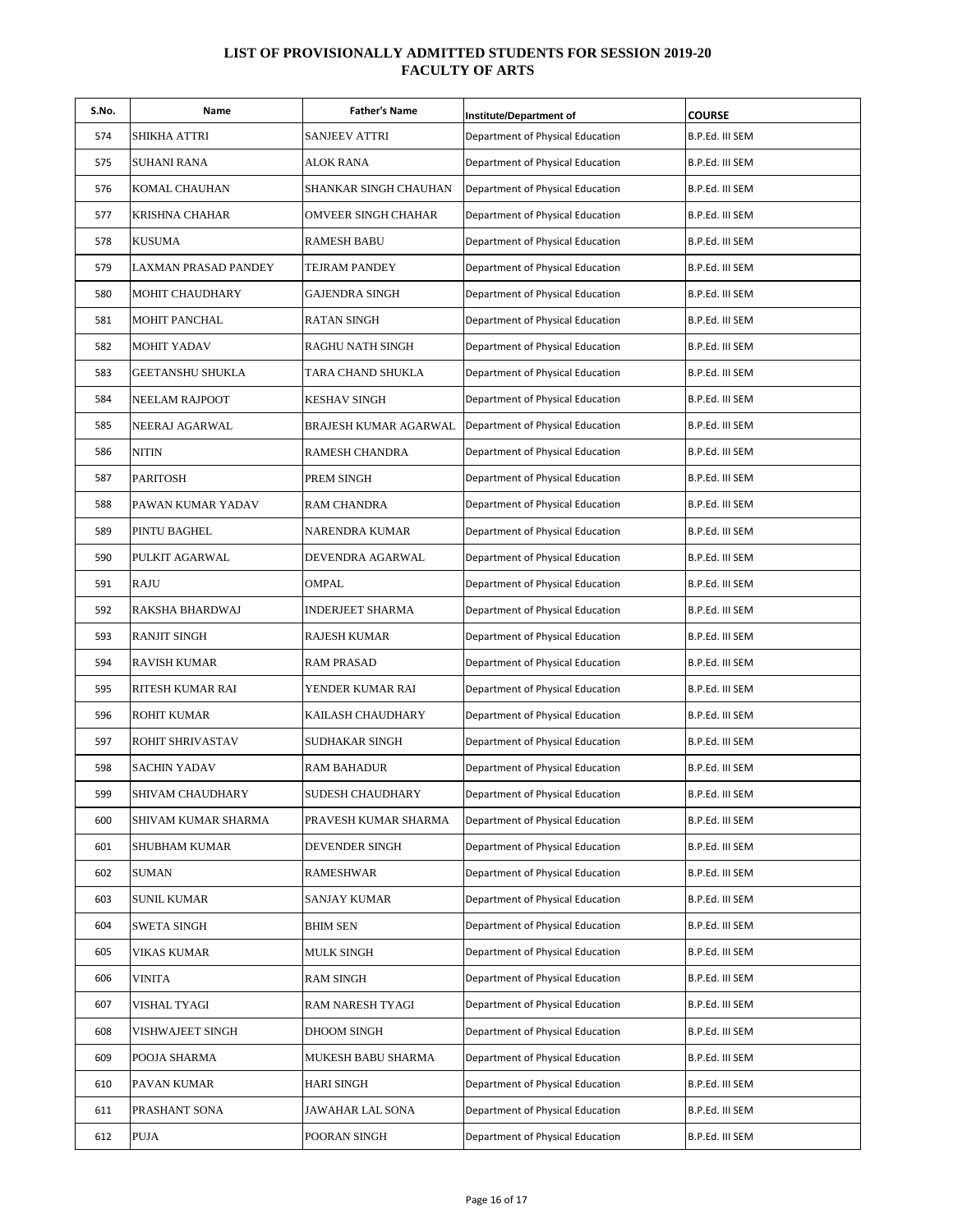# LIST OF PROVISIONALLY ADMITTED STUDENTS FOR SESSION 2019-20
## FACULTY OF ARTS

| S.No. | Name | Father's Name | Institute/Department of | COURSE |
|---|---|---|---|---|
| 574 | SHIKHA ATTRI | SANJEEV ATTRI | Department of Physical Education | B.P.Ed. III SEM |
| 575 | SUHANI RANA | ALOK RANA | Department of Physical Education | B.P.Ed. III SEM |
| 576 | KOMAL CHAUHAN | SHANKAR SINGH CHAUHAN | Department of Physical Education | B.P.Ed. III SEM |
| 577 | KRISHNA CHAHAR | OMVEER SINGH CHAHAR | Department of Physical Education | B.P.Ed. III SEM |
| 578 | KUSUMA | RAMESH BABU | Department of Physical Education | B.P.Ed. III SEM |
| 579 | LAXMAN PRASAD PANDEY | TEJRAM PANDEY | Department of Physical Education | B.P.Ed. III SEM |
| 580 | MOHIT CHAUDHARY | GAJENDRA SINGH | Department of Physical Education | B.P.Ed. III SEM |
| 581 | MOHIT PANCHAL | RATAN SINGH | Department of Physical Education | B.P.Ed. III SEM |
| 582 | MOHIT YADAV | RAGHU NATH SINGH | Department of Physical Education | B.P.Ed. III SEM |
| 583 | GEETANSHU SHUKLA | TARA CHAND SHUKLA | Department of Physical Education | B.P.Ed. III SEM |
| 584 | NEELAM RAJPOOT | KESHAV SINGH | Department of Physical Education | B.P.Ed. III SEM |
| 585 | NEERAJ AGARWAL | BRAJESH KUMAR AGARWAL | Department of Physical Education | B.P.Ed. III SEM |
| 586 | NITIN | RAMESH CHANDRA | Department of Physical Education | B.P.Ed. III SEM |
| 587 | PARITOSH | PREM SINGH | Department of Physical Education | B.P.Ed. III SEM |
| 588 | PAWAN KUMAR YADAV | RAM CHANDRA | Department of Physical Education | B.P.Ed. III SEM |
| 589 | PINTU BAGHEL | NARENDRA KUMAR | Department of Physical Education | B.P.Ed. III SEM |
| 590 | PULKIT AGARWAL | DEVENDRA AGARWAL | Department of Physical Education | B.P.Ed. III SEM |
| 591 | RAJU | OMPAL | Department of Physical Education | B.P.Ed. III SEM |
| 592 | RAKSHA BHARDWAJ | INDERJEET SHARMA | Department of Physical Education | B.P.Ed. III SEM |
| 593 | RANJIT SINGH | RAJESH KUMAR | Department of Physical Education | B.P.Ed. III SEM |
| 594 | RAVISH KUMAR | RAM PRASAD | Department of Physical Education | B.P.Ed. III SEM |
| 595 | RITESH KUMAR RAI | YENDER KUMAR RAI | Department of Physical Education | B.P.Ed. III SEM |
| 596 | ROHIT KUMAR | KAILASH CHAUDHARY | Department of Physical Education | B.P.Ed. III SEM |
| 597 | ROHIT SHRIVASTAV | SUDHAKAR SINGH | Department of Physical Education | B.P.Ed. III SEM |
| 598 | SACHIN YADAV | RAM BAHADUR | Department of Physical Education | B.P.Ed. III SEM |
| 599 | SHIVAM CHAUDHARY | SUDESH CHAUDHARY | Department of Physical Education | B.P.Ed. III SEM |
| 600 | SHIVAM KUMAR SHARMA | PRAVESH KUMAR SHARMA | Department of Physical Education | B.P.Ed. III SEM |
| 601 | SHUBHAM KUMAR | DEVENDER SINGH | Department of Physical Education | B.P.Ed. III SEM |
| 602 | SUMAN | RAMESHWAR | Department of Physical Education | B.P.Ed. III SEM |
| 603 | SUNIL KUMAR | SANJAY KUMAR | Department of Physical Education | B.P.Ed. III SEM |
| 604 | SWETA SINGH | BHIM SEN | Department of Physical Education | B.P.Ed. III SEM |
| 605 | VIKAS KUMAR | MULK SINGH | Department of Physical Education | B.P.Ed. III SEM |
| 606 | VINITA | RAM SINGH | Department of Physical Education | B.P.Ed. III SEM |
| 607 | VISHAL TYAGI | RAM NARESH TYAGI | Department of Physical Education | B.P.Ed. III SEM |
| 608 | VISHWAJEET SINGH | DHOOM SINGH | Department of Physical Education | B.P.Ed. III SEM |
| 609 | POOJA SHARMA | MUKESH BABU SHARMA | Department of Physical Education | B.P.Ed. III SEM |
| 610 | PAVAN KUMAR | HARI SINGH | Department of Physical Education | B.P.Ed. III SEM |
| 611 | PRASHANT SONA | JAWAHAR LAL SONA | Department of Physical Education | B.P.Ed. III SEM |
| 612 | PUJA | POORAN SINGH | Department of Physical Education | B.P.Ed. III SEM |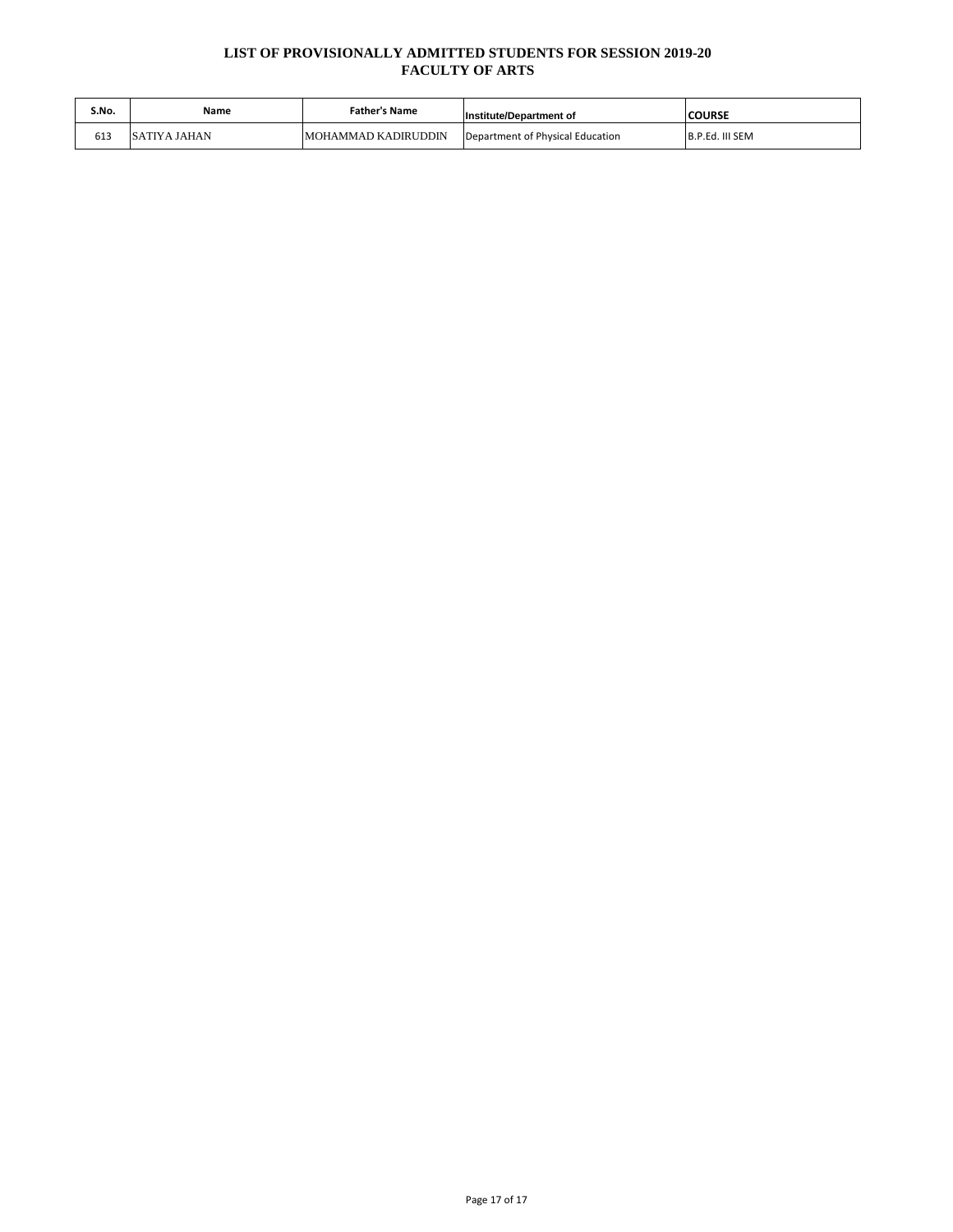# LIST OF PROVISIONALLY ADMITTED STUDENTS FOR SESSION 2019-20
## FACULTY OF ARTS

| S.No. | Name | Father's Name | Institute/Department of | COURSE |
|---|---|---|---|---|
| 613 | SATIYA JAHAN | MOHAMMAD KADIRUDDIN | Department of Physical Education | B.P.Ed. III SEM |